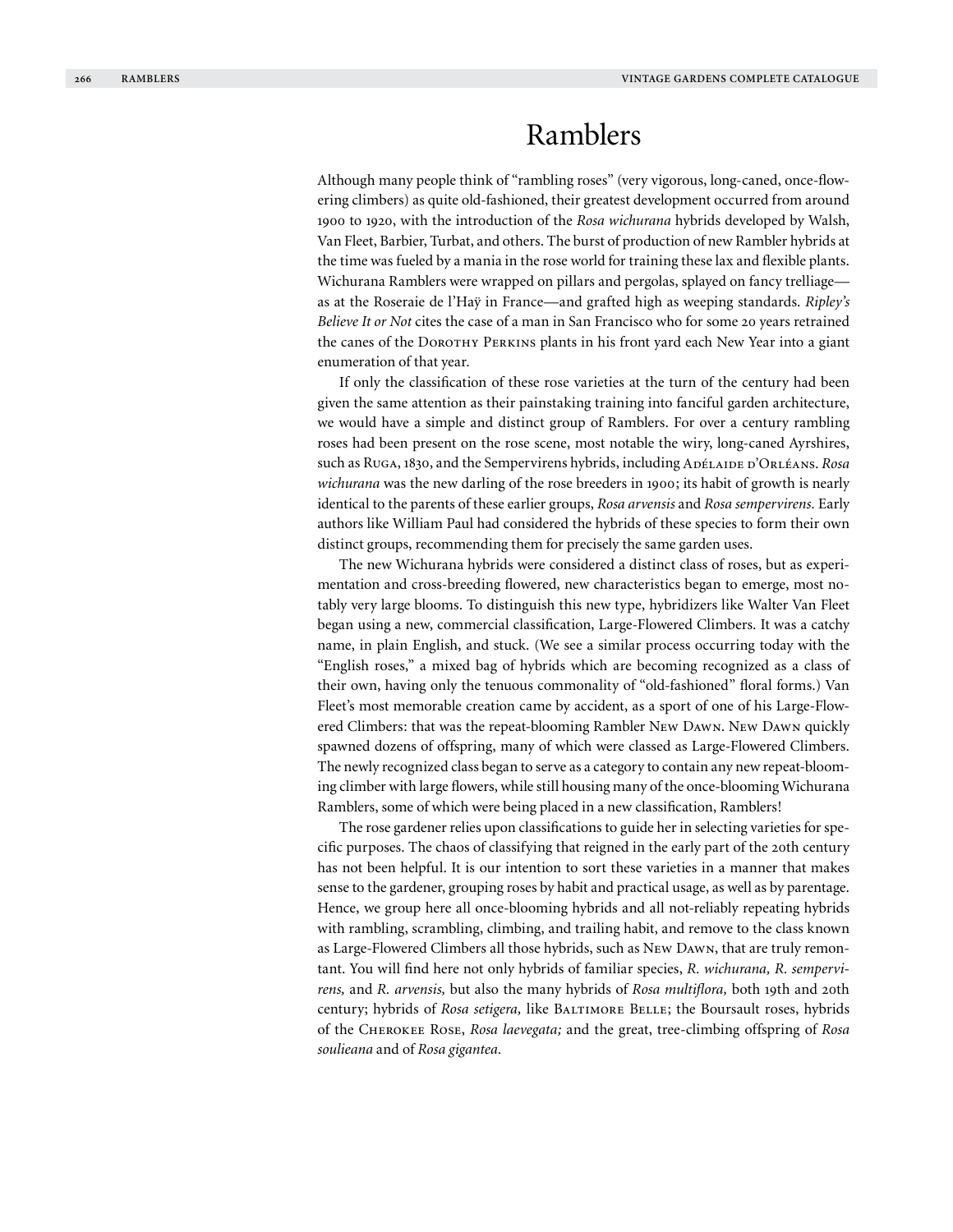# Ramblers

Although many people think of "rambling roses" (very vigorous, long-caned, once-flowering climbers) as quite old-fashioned, their greatest development occurred from around 1900 to 1920, with the introduction of the *Rosa wichurana* hybrids developed by Walsh, Van Fleet, Barbier, Turbat, and others. The burst of production of new Rambler hybrids at the time was fueled by a mania in the rose world for training these lax and flexible plants. Wichurana Ramblers were wrapped on pillars and pergolas, splayed on fancy trelliage—as at the Roseraie de l'Haÿ in France—and grafted high as weeping standards. *Ripley's Believe It or Not* cites the case of a man in San Francisco who for some 20 years retrained the canes of the Dorothy Perkins plants in his front yard each New Year into a giant enumeration of that year.

If only the classification of these rose varieties at the turn of the century had been given the same attention as their painstaking training into fanciful garden architecture, we would have a simple and distinct group of Ramblers. For over a century rambling roses had been present on the rose scene, most notable the wiry, long-caned Ayrshires, such as Ruga, 1830, and the Sempervirens hybrids, including Adélaide d'Orléans. *Rosa wichurana* was the new darling of the rose breeders in 1900; its habit of growth is nearly identical to the parents of these earlier groups, *Rosa arvensis* and *Rosa sempervirens.* Early authors like William Paul had considered the hybrids of these species to form their own distinct groups, recommending them for precisely the same garden uses.

The new Wichurana hybrids were considered a distinct class of roses, but as experimentation and cross-breeding flowered, new characteristics began to emerge, most notably very large blooms. To distinguish this new type, hybridizers like Walter Van Fleet began using a new, commercial classification, Large-Flowered Climbers. It was a catchy name, in plain English, and stuck. (We see a similar process occurring today with the "English roses," a mixed bag of hybrids which are becoming recognized as a class of their own, having only the tenuous commonality of "old-fashioned" floral forms.) Van Fleet's most memorable creation came by accident, as a sport of one of his Large-Flowered Climbers: that was the repeat-blooming Rambler New Dawn. New Dawn quickly spawned dozens of offspring, many of which were classed as Large-Flowered Climbers. The newly recognized class began to serve as a category to contain any new repeat-blooming climber with large flowers, while still housing many of the once-blooming Wichurana Ramblers, some of which were being placed in a new classification, Ramblers!

The rose gardener relies upon classifications to guide her in selecting varieties for specific purposes. The chaos of classifying that reigned in the early part of the 20th century has not been helpful. It is our intention to sort these varieties in a manner that makes sense to the gardener, grouping roses by habit and practical usage, as well as by parentage. Hence, we group here all once-blooming hybrids and all not-reliably repeating hybrids with rambling, scrambling, climbing, and trailing habit, and remove to the class known as Large-Flowered Climbers all those hybrids, such as New Dawn, that are truly remontant. You will find here not only hybrids of familiar species, *R. wichurana, R. sempervirens,* and *R. arvensis,* but also the many hybrids of *Rosa multiflora,* both 19th and 20th century; hybrids of *Rosa setigera,* like Baltimore Belle; the Boursault roses, hybrids of the Cherokee Rose, *Rosa laevegata;* and the great, tree-climbing offspring of *Rosa soulieana* and of *Rosa gigantea.*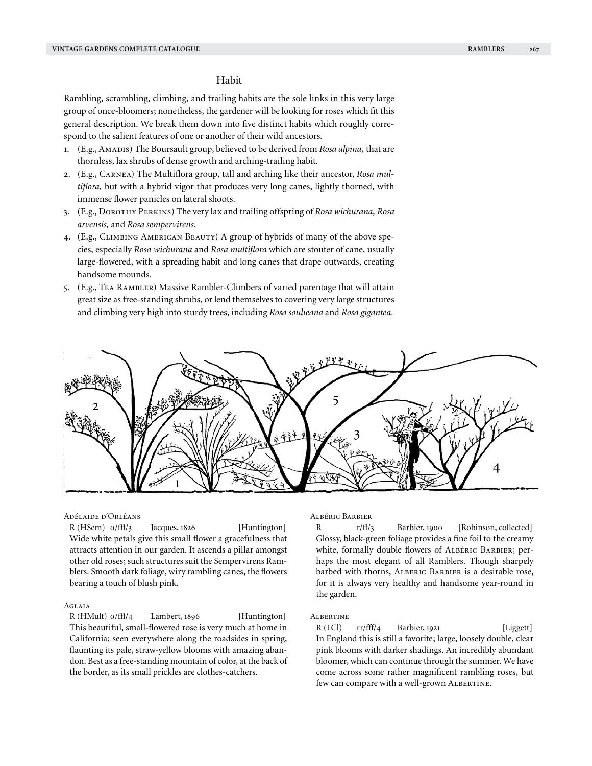## Habit

Rambling, scrambling, climbing, and trailing habits are the sole links in this very large group of once-bloomers; nonetheless, the gardener will be looking for roses which fit this general description. We break them down into five distinct habits which roughly correspond to the salient features of one or another of their wild ancestors.

1. (E.g., Amadis) The Boursault group, believed to be derived from *Rosa alpina,* that are thornless, lax shrubs of dense growth and arching-trailing habit.
2. (E.g., Carnea) The Multiflora group, tall and arching like their ancestor, *Rosa multiflora,* but with a hybrid vigor that produces very long canes, lightly thorned, with immense flower panicles on lateral shoots.
3. (E.g., Dorothy Perkins) The very lax and trailing offspring of *Rosa wichurana, Rosa arvensis,* and *Rosa sempervirens.*
4. (E.g., Climbing American Beauty) A group of hybrids of many of the above species, especially *Rosa wichurana* and *Rosa multiflora* which are stouter of cane, usually large-flowered, with a spreading habit and long canes that drape outwards, creating handsome mounds.
5. (E.g., Tea Rambler) Massive Rambler-Climbers of varied parentage that will attain great size as free-standing shrubs, or lend themselves to covering very large structures and climbing very high into sturdy trees, including *Rosa soulieana* and *Rosa gigantea.*

Adélaide d'Orléans

R (HSem) 0/fff/3 Jacques, 1826 [Huntington]
Wide white petals give this small flower a gracefulness that attracts attention in our garden. It ascends a pillar amongst other old roses; such structures suit the Sempervirens Ramblers. Smooth dark foliage, wiry rambling canes, the flowers bearing a touch of blush pink.

Aglaia

R (HMult) 0/fff/4 Lambert, 1896 [Huntington]
This beautiful, small-flowered rose is very much at home in California; seen everywhere along the roadsides in spring, flaunting its pale, straw-yellow blooms with amazing abandon. Best as a free-standing mountain of color, at the back of the border, as its small prickles are clothes-catchers.

Albéric Barbier

R r/ff/3 Barbier, 1900 [Robinson, collected]
Glossy, black-green foliage provides a fine foil to the creamy white, formally double flowers of Albéric Barbier; perhaps the most elegant of all Ramblers. Though sharply barbed with thorns, Alberic Barbier is a desirable rose, for it is always very healthy and handsome year-round in the garden.

Albertine

R (LCl) rr/fff/4 Barbier, 1921 [Liggett]
In England this is still a favorite; large, loosely double, clear pink blooms with darker shadings. An incredibly abundant bloomer, which can continue through the summer. We have come across some rather magnificent rambling roses, but few can compare with a well-grown Albertine.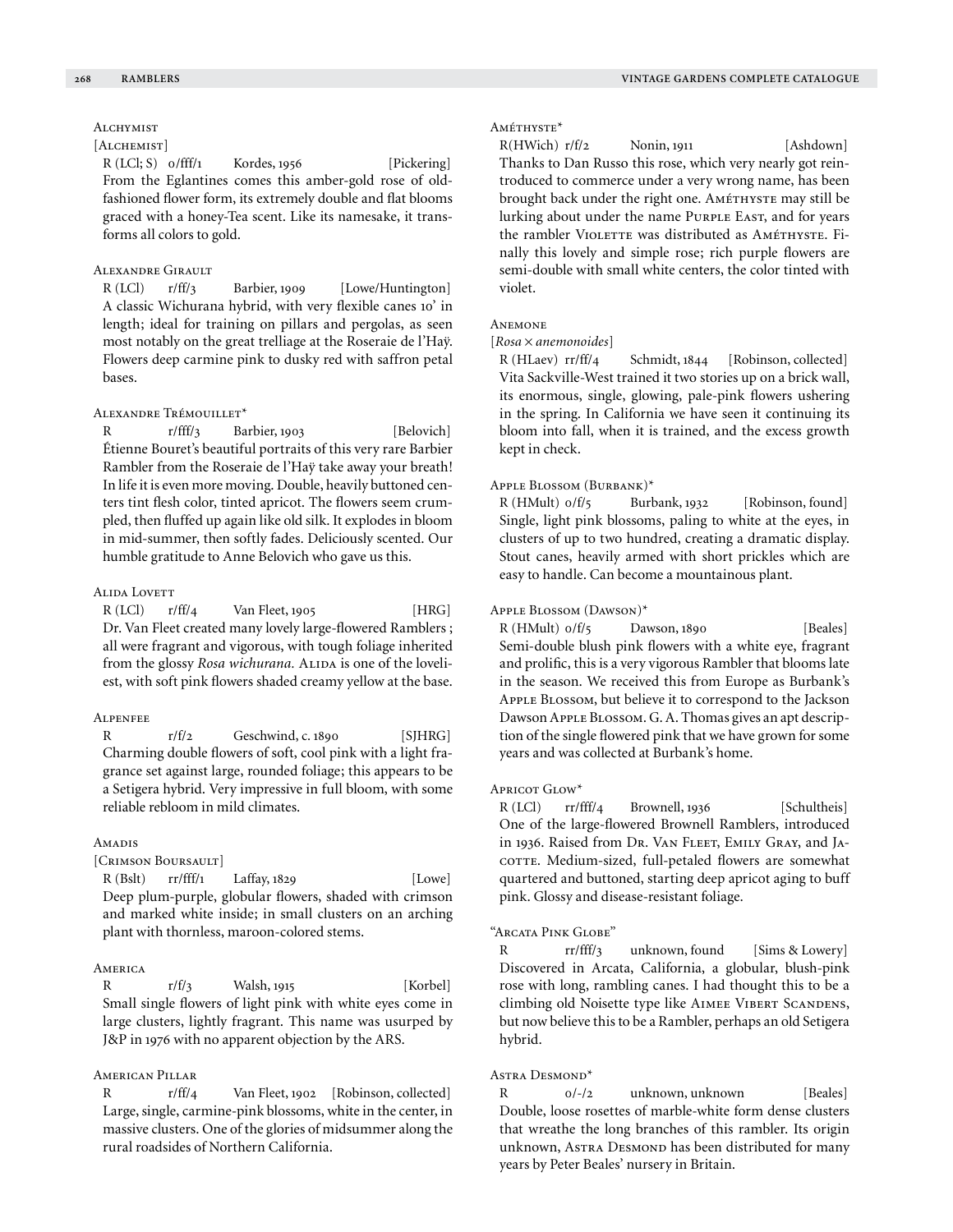### Alchymist

[Alchemist]

R (LCl; S) o/fff/1 Kordes, 1956 [Pickering]

From the Eglantines comes this amber-gold rose of old-fashioned flower form, its extremely double and flat blooms graced with a honey-Tea scent. Like its namesake, it transforms all colors to gold.

### Alexandre Girault

R (LCl) r/ff/3 Barbier, 1909 [Lowe/Huntington]

A classic Wichurana hybrid, with very flexible canes 10' in length; ideal for training on pillars and pergolas, as seen most notably on the great trelliage at the Roseraie de l'Haÿ. Flowers deep carmine pink to dusky red with saffron petal bases.

### Alexandre Trémouillet*

R r/fff/3 Barbier, 1903 [Belovich]

Étienne Bouret's beautiful portraits of this very rare Barbier Rambler from the Roseraie de l'Haÿ take away your breath! In life it is even more moving. Double, heavily buttoned centers tint flesh color, tinted apricot. The flowers seem crumpled, then fluffed up again like old silk. It explodes in bloom in mid-summer, then softly fades. Deliciously scented. Our humble gratitude to Anne Belovich who gave us this.

### Alida Lovett

R (LCl) r/ff/4 Van Fleet, 1905 [HRG]

Dr. Van Fleet created many lovely large-flowered Ramblers; all were fragrant and vigorous, with tough foliage inherited from the glossy *Rosa wichurana.* Alida is one of the loveliest, with soft pink flowers shaded creamy yellow at the base.

### Alpenfee

R r/f/2 Geschwind, c. 1890 [SJHRG]

Charming double flowers of soft, cool pink with a light fragrance set against large, rounded foliage; this appears to be a Setigera hybrid. Very impressive in full bloom, with some reliable rebloom in mild climates.

### Amadis

[Crimson Boursault]

R (Bslt) rr/fff/1 Laffay, 1829 [Lowe]

Deep plum-purple, globular flowers, shaded with crimson and marked white inside; in small clusters on an arching plant with thornless, maroon-colored stems.

### America

R r/f/3 Walsh, 1915 [Korbel]

Small single flowers of light pink with white eyes come in large clusters, lightly fragrant. This name was usurped by J&P in 1976 with no apparent objection by the ARS.

### American Pillar

R r/ff/4 Van Fleet, 1902 [Robinson, collected]

Large, single, carmine-pink blossoms, white in the center, in massive clusters. One of the glories of midsummer along the rural roadsides of Northern California.

### Améthyste*

R(HWich) r/f/2 Nonin, 1911 [Ashdown]

Thanks to Dan Russo this rose, which very nearly got reintroduced to commerce under a very wrong name, has been brought back under the right one. Améthyste may still be lurking about under the name Purple East, and for years the rambler Violette was distributed as Améthyste. Finally this lovely and simple rose; rich purple flowers are semi-double with small white centers, the color tinted with violet.

### Anemone

[*Rosa* × *anemonoides*]

R (HLaev) rr/ff/4 Schmidt, 1844 [Robinson, collected]

Vita Sackville-West trained it two stories up on a brick wall, its enormous, single, glowing, pale-pink flowers ushering in the spring. In California we have seen it continuing its bloom into fall, when it is trained, and the excess growth kept in check.

### Apple Blossom (Burbank)*

R (HMult) o/f/5 Burbank, 1932 [Robinson, found]

Single, light pink blossoms, paling to white at the eyes, in clusters of up to two hundred, creating a dramatic display. Stout canes, heavily armed with short prickles which are easy to handle. Can become a mountainous plant.

### Apple Blossom (Dawson)*

R (HMult) o/f/5 Dawson, 1890 [Beales]

Semi-double blush pink flowers with a white eye, fragrant and prolific, this is a very vigorous Rambler that blooms late in the season. We received this from Europe as Burbank's Apple Blossom, but believe it to correspond to the Jackson Dawson Apple Blossom. G. A. Thomas gives an apt description of the single flowered pink that we have grown for some years and was collected at Burbank's home.

### Apricot Glow*

R (LCl) rr/fff/4 Brownell, 1936 [Schultheis]

One of the large-flowered Brownell Ramblers, introduced in 1936. Raised from Dr. Van Fleet, Emily Gray, and Jacotte. Medium-sized, full-petaled flowers are somewhat quartered and buttoned, starting deep apricot aging to buff pink. Glossy and disease-resistant foliage.

### "Arcata Pink Globe"

R rr/fff/3 unknown, found [Sims & Lowery]

Discovered in Arcata, California, a globular, blush-pink rose with long, rambling canes. I had thought this to be a climbing old Noisette type like Aimee Vibert Scandens, but now believe this to be a Rambler, perhaps an old Setigera hybrid.

### Astra Desmond*

R o/-/2 unknown, unknown [Beales]

Double, loose rosettes of marble-white form dense clusters that wreathe the long branches of this rambler. Its origin unknown, Astra Desmond has been distributed for many years by Peter Beales' nursery in Britain.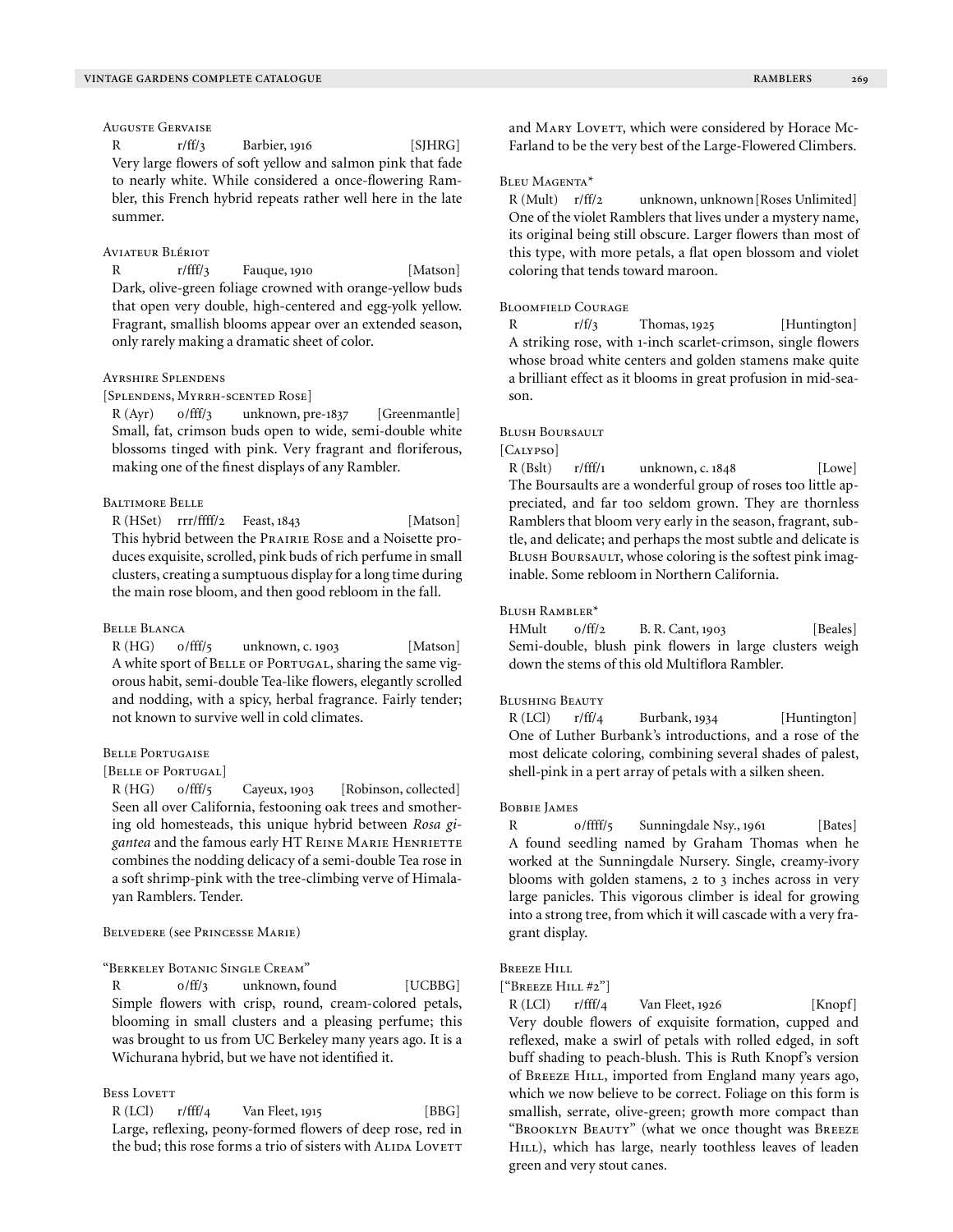### Auguste Gervaise

R r/ff/3 Barbier, 1916 [SJHRG]

Very large flowers of soft yellow and salmon pink that fade to nearly white. While considered a once-flowering Rambler, this French hybrid repeats rather well here in the late summer.

### Aviateur Blériot

R r/fff/3 Fauque, 1910 [Matson]

Dark, olive-green foliage crowned with orange-yellow buds that open very double, high-centered and egg-yolk yellow. Fragrant, smallish blooms appear over an extended season, only rarely making a dramatic sheet of color.

### Ayrshire Splendens

[Splendens, Myrrh-scented Rose]

R (Ayr) o/fff/3 unknown, pre-1837 [Greenmantle]

Small, fat, crimson buds open to wide, semi-double white blossoms tinged with pink. Very fragrant and floriferous, making one of the finest displays of any Rambler.

### Baltimore Belle

R (HSet) rrr/ffff/2 Feast, 1843 [Matson]

This hybrid between the Prairie Rose and a Noisette produces exquisite, scrolled, pink buds of rich perfume in small clusters, creating a sumptuous display for a long time during the main rose bloom, and then good rebloom in the fall.

### Belle Blanca

R (HG) o/fff/5 unknown, c. 1903 [Matson]

A white sport of Belle of Portugal, sharing the same vigorous habit, semi-double Tea-like flowers, elegantly scrolled and nodding, with a spicy, herbal fragrance. Fairly tender; not known to survive well in cold climates.

### Belle Portugaise

[Belle of Portugal]

R (HG) o/fff/5 Cayeux, 1903 [Robinson, collected]

Seen all over California, festooning oak trees and smothering old homesteads, this unique hybrid between *Rosa gigantea* and the famous early HT Reine Marie Henriette combines the nodding delicacy of a semi-double Tea rose in a soft shrimp-pink with the tree-climbing verve of Himalayan Ramblers. Tender.

### Belvedere (see Princesse Marie)

### "Berkeley Botanic Single Cream"

R o/ff/3 unknown, found [UCBBG]

Simple flowers with crisp, round, cream-colored petals, blooming in small clusters and a pleasing perfume; this was brought to us from UC Berkeley many years ago. It is a Wichurana hybrid, but we have not identified it.

### Bess Lovett

R (LCl) r/fff/4 Van Fleet, 1915 [BBG]

Large, reflexing, peony-formed flowers of deep rose, red in the bud; this rose forms a trio of sisters with Alida Lovett and Mary Lovett, which were considered by Horace McFarland to be the very best of the Large-Flowered Climbers.

### Bleu Magenta*

R (Mult) r/ff/2 unknown, unknown [Roses Unlimited]

One of the violet Ramblers that lives under a mystery name, its original being still obscure. Larger flowers than most of this type, with more petals, a flat open blossom and violet coloring that tends toward maroon.

### Bloomfield Courage

R r/f/3 Thomas, 1925 [Huntington]

A striking rose, with 1-inch scarlet-crimson, single flowers whose broad white centers and golden stamens make quite a brilliant effect as it blooms in great profusion in mid-season.

### Blush Boursault

[Calypso]

R (Bslt) r/fff/1 unknown, c. 1848 [Lowe]

The Boursaults are a wonderful group of roses too little appreciated, and far too seldom grown. They are thornless Ramblers that bloom very early in the season, fragrant, subtle, and delicate; and perhaps the most subtle and delicate is Blush Boursault, whose coloring is the softest pink imaginable. Some rebloom in Northern California.

### Blush Rambler*

HMult o/ff/2 B. R. Cant, 1903 [Beales]

Semi-double, blush pink flowers in large clusters weigh down the stems of this old Multiflora Rambler.

### Blushing Beauty

R (LCl) r/ff/4 Burbank, 1934 [Huntington]

One of Luther Burbank's introductions, and a rose of the most delicate coloring, combining several shades of palest, shell-pink in a pert array of petals with a silken sheen.

### Bobbie James

R o/ffff/5 Sunningdale Nsy., 1961 [Bates]

A found seedling named by Graham Thomas when he worked at the Sunningdale Nursery. Single, creamy-ivory blooms with golden stamens, 2 to 3 inches across in very large panicles. This vigorous climber is ideal for growing into a strong tree, from which it will cascade with a very fragrant display.

### Breeze Hill

["Breeze Hill #2"]

R (LCl) r/fff/4 Van Fleet, 1926 [Knopf]

Very double flowers of exquisite formation, cupped and reflexed, make a swirl of petals with rolled edged, in soft buff shading to peach-blush. This is Ruth Knopf's version of Breeze Hill, imported from England many years ago, which we now believe to be correct. Foliage on this form is smallish, serrate, olive-green; growth more compact than "Brooklyn Beauty" (what we once thought was Breeze Hill), which has large, nearly toothless leaves of leaden green and very stout canes.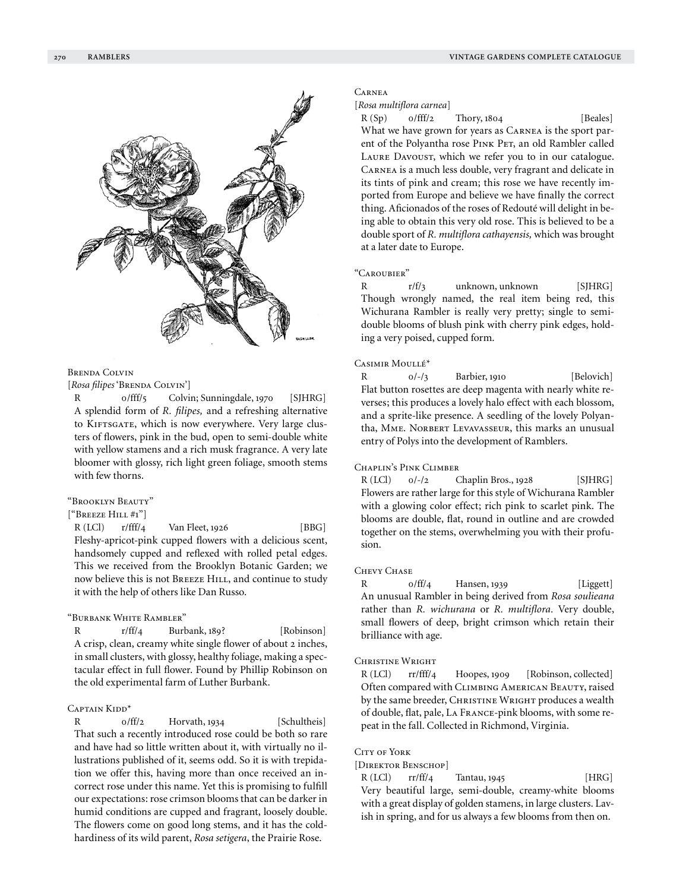### Brenda Colvin

[*Rosa filipes* 'Brenda Colvin']

R    o/fff/5    Colvin; Sunningdale, 1970    [SJHRG]

A splendid form of *R. filipes,* and a refreshing alternative to Kiftsgate, which is now everywhere. Very large clusters of flowers, pink in the bud, open to semi-double white with yellow stamens and a rich musk fragrance. A very late bloomer with glossy, rich light green foliage, smooth stems with few thorns.

### "Brooklyn Beauty"

["Breeze Hill #1"]

R (LCl)    r/fff/4    Van Fleet, 1926    [BBG]

Fleshy-apricot-pink cupped flowers with a delicious scent, handsomely cupped and reflexed with rolled petal edges. This we received from the Brooklyn Botanic Garden; we now believe this is not Breeze Hill, and continue to study it with the help of others like Dan Russo.

### "Burbank White Rambler"

R    r/ff/4    Burbank, 189?    [Robinson]

A crisp, clean, creamy white single flower of about 2 inches, in small clusters, with glossy, healthy foliage, making a spectacular effect in full flower. Found by Phillip Robinson on the old experimental farm of Luther Burbank.

### Captain Kidd*

R    o/ff/2    Horvath, 1934    [Schultheis]

That such a recently introduced rose could be both so rare and have had so little written about it, with virtually no illustrations published of it, seems odd. So it is with trepidation we offer this, having more than once received an incorrect rose under this name. Yet this is promising to fulfill our expectations: rose crimson blooms that can be darker in humid conditions are cupped and fragrant, loosely double. The flowers come on good long stems, and it has the cold-hardiness of its wild parent, *Rosa setigera*, the Prairie Rose.

### Carnea

[*Rosa multiflora carnea*]

R (Sp)    o/fff/2    Thory, 1804    [Beales]

What we have grown for years as Carnea is the sport parent of the Polyantha rose Pink Pet, an old Rambler called Laure Davoust, which we refer you to in our catalogue. Carnea is a much less double, very fragrant and delicate in its tints of pink and cream; this rose we have recently imported from Europe and believe we have finally the correct thing. Aficionados of the roses of Redouté will delight in being able to obtain this very old rose. This is believed to be a double sport of *R. multiflora cathayensis,* which was brought at a later date to Europe.

### "Caroubier"

R    r/f/3    unknown, unknown    [SJHRG]

Though wrongly named, the real item being red, this Wichurana Rambler is really very pretty; single to semi-double blooms of blush pink with cherry pink edges, holding a very poised, cupped form.

### Casimir Moullé*

R    o/-/3    Barbier, 1910    [Belovich]

Flat button rosettes are deep magenta with nearly white reverses; this produces a lovely halo effect with each blossom, and a sprite-like presence. A seedling of the lovely Polyantha, Mme. Norbert Levavasseur, this marks an unusual entry of Polys into the development of Ramblers.

### Chaplin's Pink Climber

R (LCl)    o/-/2    Chaplin Bros., 1928    [SJHRG]

Flowers are rather large for this style of Wichurana Rambler with a glowing color effect; rich pink to scarlet pink. The blooms are double, flat, round in outline and are crowded together on the stems, overwhelming you with their profusion.

### Chevy Chase

R    o/ff/4    Hansen, 1939    [Liggett]

An unusual Rambler in being derived from *Rosa soulieana* rather than *R. wichurana* or *R. multiflora*. Very double, small flowers of deep, bright crimson which retain their brilliance with age.

### Christine Wright

R (LCl)    rr/fff/4    Hoopes, 1909    [Robinson, collected]

Often compared with Climbing American Beauty, raised by the same breeder, Christine Wright produces a wealth of double, flat, pale, La France-pink blooms, with some repeat in the fall. Collected in Richmond, Virginia.

### City of York

[Direktor Benschop]

R (LCl)    rr/ff/4    Tantau, 1945    [HRG]

Very beautiful large, semi-double, creamy-white blooms with a great display of golden stamens, in large clusters. Lavish in spring, and for us always a few blooms from then on.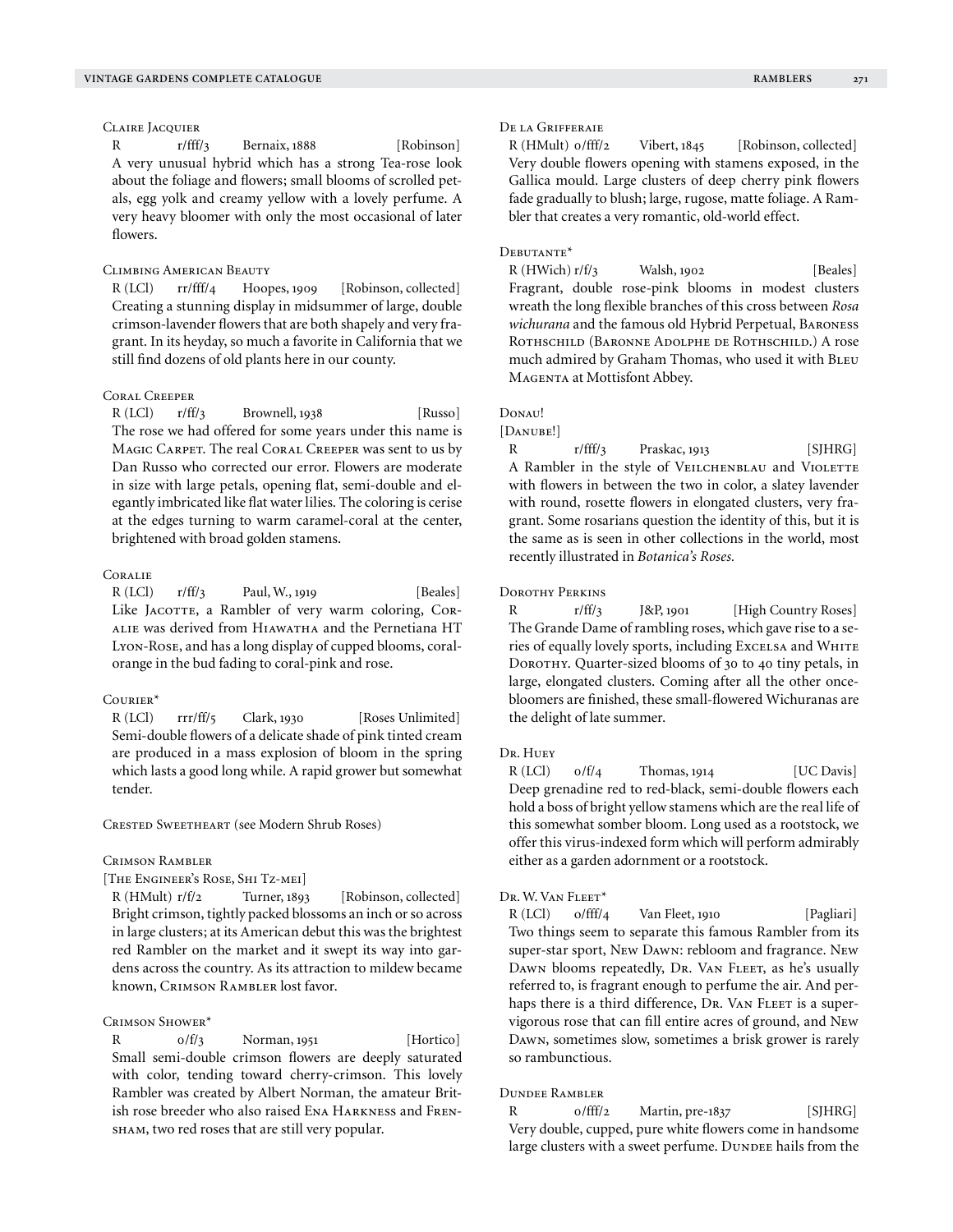### Claire Jacquier

R r/fff/3 Bernaix, 1888 [Robinson]

A very unusual hybrid which has a strong Tea-rose look about the foliage and flowers; small blooms of scrolled petals, egg yolk and creamy yellow with a lovely perfume. A very heavy bloomer with only the most occasional of later flowers.

### Climbing American Beauty

R (LCl) rr/fff/4 Hoopes, 1909 [Robinson, collected]

Creating a stunning display in midsummer of large, double crimson-lavender flowers that are both shapely and very fragrant. In its heyday, so much a favorite in California that we still find dozens of old plants here in our county.

### Coral Creeper

R (LCl) r/ff/3 Brownell, 1938 [Russo]

The rose we had offered for some years under this name is Magic Carpet. The real Coral Creeper was sent to us by Dan Russo who corrected our error. Flowers are moderate in size with large petals, opening flat, semi-double and elegantly imbricated like flat water lilies. The coloring is cerise at the edges turning to warm caramel-coral at the center, brightened with broad golden stamens.

### Coralie

R (LCl) r/ff/3 Paul, W., 1919 [Beales]

Like Jacotte, a Rambler of very warm coloring, Coralie was derived from Hiawatha and the Pernetiana HT Lyon-Rose, and has a long display of cupped blooms, coral-orange in the bud fading to coral-pink and rose.

### Courier*

R (LCl) rrr/ff/5 Clark, 1930 [Roses Unlimited]

Semi-double flowers of a delicate shade of pink tinted cream are produced in a mass explosion of bloom in the spring which lasts a good long while. A rapid grower but somewhat tender.

### Crested Sweetheart (see Modern Shrub Roses)

### Crimson Rambler

[The Engineer's Rose, Shi Tz-mei]

R (HMult) r/f/2 Turner, 1893 [Robinson, collected]

Bright crimson, tightly packed blossoms an inch or so across in large clusters; at its American debut this was the brightest red Rambler on the market and it swept its way into gardens across the country. As its attraction to mildew became known, Crimson Rambler lost favor.

### Crimson Shower*

R o/f/3 Norman, 1951 [Hortico]

Small semi-double crimson flowers are deeply saturated with color, tending toward cherry-crimson. This lovely Rambler was created by Albert Norman, the amateur British rose breeder who also raised Ena Harkness and Frensham, two red roses that are still very popular.

### De la Grifferaie

R (HMult) o/fff/2 Vibert, 1845 [Robinson, collected]

Very double flowers opening with stamens exposed, in the Gallica mould. Large clusters of deep cherry pink flowers fade gradually to blush; large, rugose, matte foliage. A Rambler that creates a very romantic, old-world effect.

### Debutante*

R (HWich) r/f/3 Walsh, 1902 [Beales]

Fragrant, double rose-pink blooms in modest clusters wreath the long flexible branches of this cross between *Rosa wichurana* and the famous old Hybrid Perpetual, Baroness Rothschild (Baronne Adolphe de Rothschild.) A rose much admired by Graham Thomas, who used it with Bleu Magenta at Mottisfont Abbey.

### Donau!

[Danube!]

R r/fff/3 Praskac, 1913 [SJHRG]

A Rambler in the style of Veilchenblau and Violette with flowers in between the two in color, a slatey lavender with round, rosette flowers in elongated clusters, very fragrant. Some rosarians question the identity of this, but it is the same as is seen in other collections in the world, most recently illustrated in *Botanica's Roses.*

### Dorothy Perkins

R r/ff/3 J&P, 1901 [High Country Roses]

The Grande Dame of rambling roses, which gave rise to a series of equally lovely sports, including Excelsa and White Dorothy. Quarter-sized blooms of 30 to 40 tiny petals, in large, elongated clusters. Coming after all the other once-bloomers are finished, these small-flowered Wichuranas are the delight of late summer.

### Dr. Huey

R (LCl) o/f/4 Thomas, 1914 [UC Davis]

Deep grenadine red to red-black, semi-double flowers each hold a boss of bright yellow stamens which are the real life of this somewhat somber bloom. Long used as a rootstock, we offer this virus-indexed form which will perform admirably either as a garden adornment or a rootstock.

### Dr. W. Van Fleet*

R (LCl) o/fff/4 Van Fleet, 1910 [Pagliari]

Two things seem to separate this famous Rambler from its super-star sport, New Dawn: rebloom and fragrance. New Dawn blooms repeatedly, Dr. Van Fleet, as he's usually referred to, is fragrant enough to perfume the air. And perhaps there is a third difference, Dr. Van Fleet is a super-vigorous rose that can fill entire acres of ground, and New Dawn, sometimes slow, sometimes a brisk grower is rarely so rambunctious.

### Dundee Rambler

R o/fff/2 Martin, pre-1837 [SJHRG]

Very double, cupped, pure white flowers come in handsome large clusters with a sweet perfume. Dundee hails from the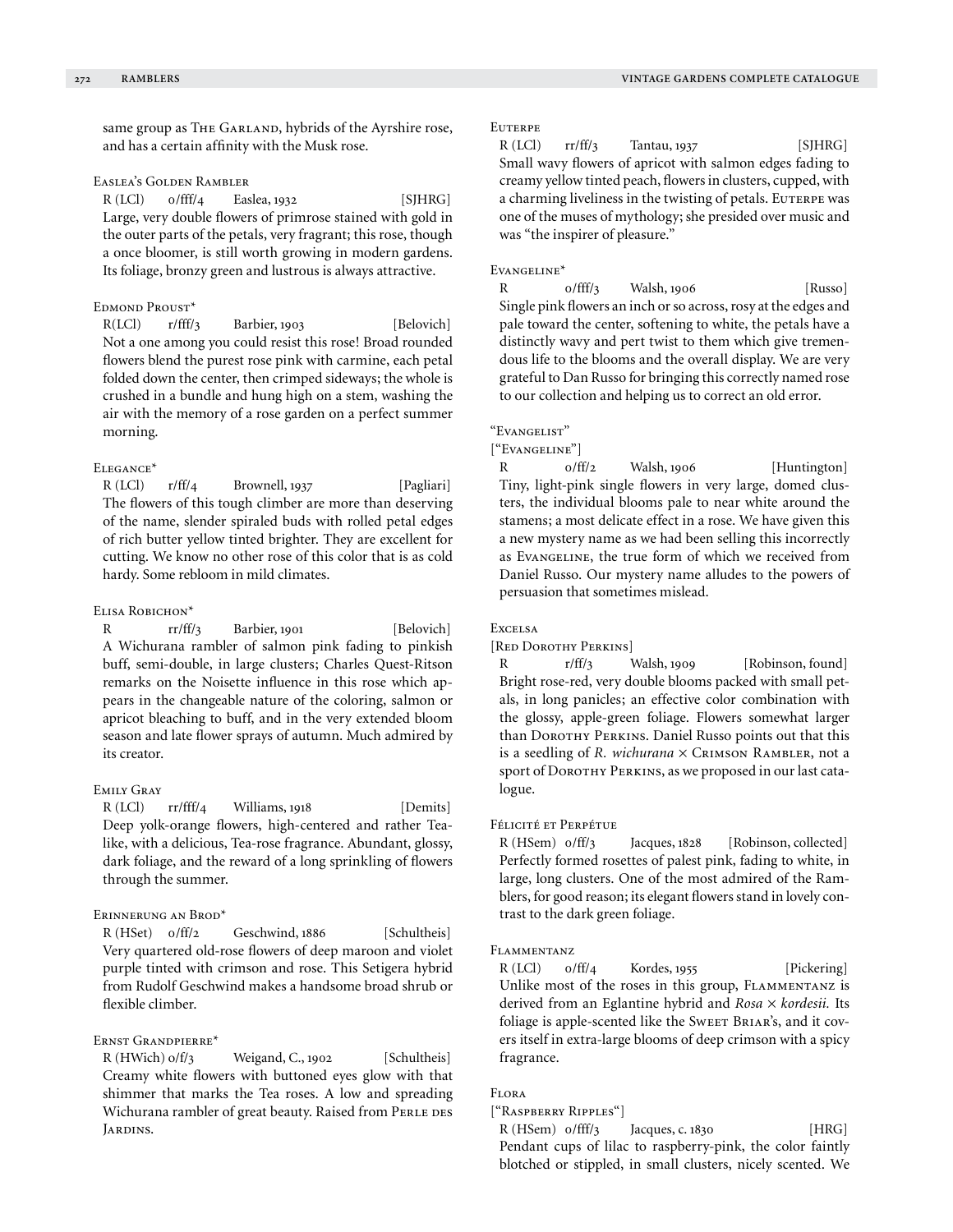same group as The Garland, hybrids of the Ayrshire rose, and has a certain affinity with the Musk rose.

### Easlea's Golden Rambler

R (LCl) o/fff/4 Easlea, 1932 [SJHRG]

Large, very double flowers of primrose stained with gold in the outer parts of the petals, very fragrant; this rose, though a once bloomer, is still worth growing in modern gardens. Its foliage, bronzy green and lustrous is always attractive.

### Edmond Proust*

R(LCl) r/fff/3 Barbier, 1903 [Belovich]

Not a one among you could resist this rose! Broad rounded flowers blend the purest rose pink with carmine, each petal folded down the center, then crimped sideways; the whole is crushed in a bundle and hung high on a stem, washing the air with the memory of a rose garden on a perfect summer morning.

### Elegance*

R (LCl) r/ff/4 Brownell, 1937 [Pagliari]

The flowers of this tough climber are more than deserving of the name, slender spiraled buds with rolled petal edges of rich butter yellow tinted brighter. They are excellent for cutting. We know no other rose of this color that is as cold hardy. Some rebloom in mild climates.

### Elisa Robichon*

R rr/ff/3 Barbier, 1901 [Belovich]

A Wichurana rambler of salmon pink fading to pinkish buff, semi-double, in large clusters; Charles Quest-Ritson remarks on the Noisette influence in this rose which appears in the changeable nature of the coloring, salmon or apricot bleaching to buff, and in the very extended bloom season and late flower sprays of autumn. Much admired by its creator.

### Emily Gray

R (LCl) rr/fff/4 Williams, 1918 [Demits]

Deep yolk-orange flowers, high-centered and rather Tea-like, with a delicious, Tea-rose fragrance. Abundant, glossy, dark foliage, and the reward of a long sprinkling of flowers through the summer.

### Erinnerung an Brod*

R (HSet) o/ff/2 Geschwind, 1886 [Schultheis]

Very quartered old-rose flowers of deep maroon and violet purple tinted with crimson and rose. This Setigera hybrid from Rudolf Geschwind makes a handsome broad shrub or flexible climber.

### Ernst Grandpierre*

R (HWich) o/f/3 Weigand, C., 1902 [Schultheis]

Creamy white flowers with buttoned eyes glow with that shimmer that marks the Tea roses. A low and spreading Wichurana rambler of great beauty. Raised from Perle des Jardins.

### Euterpe

R (LCl) rr/ff/3 Tantau, 1937 [SJHRG]

Small wavy flowers of apricot with salmon edges fading to creamy yellow tinted peach, flowers in clusters, cupped, with a charming liveliness in the twisting of petals. Euterpe was one of the muses of mythology; she presided over music and was "the inspirer of pleasure."

### Evangeline*

R o/fff/3 Walsh, 1906 [Russo]

Single pink flowers an inch or so across, rosy at the edges and pale toward the center, softening to white, the petals have a distinctly wavy and pert twist to them which give tremendous life to the blooms and the overall display. We are very grateful to Dan Russo for bringing this correctly named rose to our collection and helping us to correct an old error.

### "Evangelist"

["Evangeline"]

R o/ff/2 Walsh, 1906 [Huntington]

Tiny, light-pink single flowers in very large, domed clusters, the individual blooms pale to near white around the stamens; a most delicate effect in a rose. We have given this a new mystery name as we had been selling this incorrectly as Evangeline, the true form of which we received from Daniel Russo. Our mystery name alludes to the powers of persuasion that sometimes mislead.

### Excelsa

[Red Dorothy Perkins]

R r/ff/3 Walsh, 1909 [Robinson, found]

Bright rose-red, very double blooms packed with small petals, in long panicles; an effective color combination with the glossy, apple-green foliage. Flowers somewhat larger than Dorothy Perkins. Daniel Russo points out that this is a seedling of *R. wichurana* × Crimson Rambler, not a sport of Dorothy Perkins, as we proposed in our last catalogue.

### Félicité et Perpétue

R (HSem) o/ff/3 Jacques, 1828 [Robinson, collected]

Perfectly formed rosettes of palest pink, fading to white, in large, long clusters. One of the most admired of the Ramblers, for good reason; its elegant flowers stand in lovely contrast to the dark green foliage.

### Flammentanz

R (LCl) o/ff/4 Kordes, 1955 [Pickering]

Unlike most of the roses in this group, Flammentanz is derived from an Eglantine hybrid and *Rosa* × *kordesii.* Its foliage is apple-scented like the Sweet Briar's, and it covers itself in extra-large blooms of deep crimson with a spicy fragrance.

### Flora

["Raspberry Ripples"]

R (HSem) o/fff/3 Jacques, c. 1830 [HRG]

Pendant cups of lilac to raspberry-pink, the color faintly blotched or stippled, in small clusters, nicely scented. We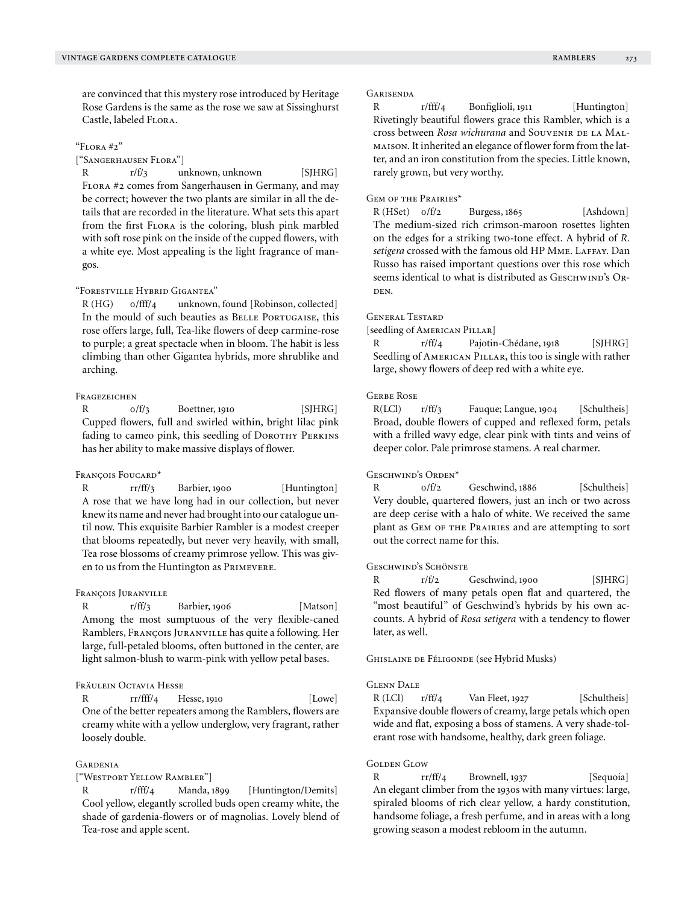are convinced that this mystery rose introduced by Heritage Rose Gardens is the same as the rose we saw at Sissinghurst Castle, labeled Flora.

### "Flora #2"

["Sangerhausen Flora"]

R r/f/3 unknown, unknown [SJHRG]

Flora #2 comes from Sangerhausen in Germany, and may be correct; however the two plants are similar in all the details that are recorded in the literature. What sets this apart from the first Flora is the coloring, blush pink marbled with soft rose pink on the inside of the cupped flowers, with a white eye. Most appealing is the light fragrance of mangos.

### "Forestville Hybrid Gigantea"

R (HG) o/fff/4 unknown, found [Robinson, collected]

In the mould of such beauties as Belle Portugaise, this rose offers large, full, Tea-like flowers of deep carmine-rose to purple; a great spectacle when in bloom. The habit is less climbing than other Gigantea hybrids, more shrublike and arching.

### Fragezeichen

R o/f/3 Boettner, 1910 [SJHRG]

Cupped flowers, full and swirled within, bright lilac pink fading to cameo pink, this seedling of Dorothy Perkins has her ability to make massive displays of flower.

### François Foucard*

R rr/ff/3 Barbier, 1900 [Huntington]

A rose that we have long had in our collection, but never knew its name and never had brought into our catalogue until now. This exquisite Barbier Rambler is a modest creeper that blooms repeatedly, but never very heavily, with small, Tea rose blossoms of creamy primrose yellow. This was given to us from the Huntington as Primevere.

### François Juranville

R r/ff/3 Barbier, 1906 [Matson]

Among the most sumptuous of the very flexible-caned Ramblers, François Juranville has quite a following. Her large, full-petaled blooms, often buttoned in the center, are light salmon-blush to warm-pink with yellow petal bases.

### Fräulein Octavia Hesse

R rr/fff/4 Hesse, 1910 [Lowe]

One of the better repeaters among the Ramblers, flowers are creamy white with a yellow underglow, very fragrant, rather loosely double.

### Gardenia

["Westport Yellow Rambler"]

R r/fff/4 Manda, 1899 [Huntington/Demits]

Cool yellow, elegantly scrolled buds open creamy white, the shade of gardenia-flowers or of magnolias. Lovely blend of Tea-rose and apple scent.

### Garisenda

R r/fff/4 Bonfiglioli, 1911 [Huntington]

Rivetingly beautiful flowers grace this Rambler, which is a cross between *Rosa wichurana* and Souvenir de la Malmaison. It inherited an elegance of flower form from the latter, and an iron constitution from the species. Little known, rarely grown, but very worthy.

### Gem of the Prairies*

R (HSet) o/f/2 Burgess, 1865 [Ashdown]

The medium-sized rich crimson-maroon rosettes lighten on the edges for a striking two-tone effect. A hybrid of *R. setigera* crossed with the famous old HP Mme. Laffay. Dan Russo has raised important questions over this rose which seems identical to what is distributed as Geschwind's Orden.

### General Testard

[seedling of American Pillar]

R r/ff/4 Pajotin-Chédane, 1918 [SJHRG]

Seedling of American Pillar, this too is single with rather large, showy flowers of deep red with a white eye.

### Gerbe Rose

R(LCl) r/ff/3 Fauque; Langue, 1904 [Schultheis]

Broad, double flowers of cupped and reflexed form, petals with a frilled wavy edge, clear pink with tints and veins of deeper color. Pale primrose stamens. A real charmer.

### Geschwind's Orden*

R o/f/2 Geschwind, 1886 [Schultheis]

Very double, quartered flowers, just an inch or two across are deep cerise with a halo of white. We received the same plant as Gem of the Prairies and are attempting to sort out the correct name for this.

### Geschwind's Schönste

R r/f/2 Geschwind, 1900 [SJHRG]

Red flowers of many petals open flat and quartered, the "most beautiful" of Geschwind's hybrids by his own accounts. A hybrid of *Rosa setigera* with a tendency to flower later, as well.

### Ghislaine de Féligonde (see Hybrid Musks)

### Glenn Dale

R (LCl) r/ff/4 Van Fleet, 1927 [Schultheis]

Expansive double flowers of creamy, large petals which open wide and flat, exposing a boss of stamens. A very shade-tolerant rose with handsome, healthy, dark green foliage.

### Golden Glow

R rr/ff/4 Brownell, 1937 [Sequoia]

An elegant climber from the 1930s with many virtues: large, spiraled blooms of rich clear yellow, a hardy constitution, handsome foliage, a fresh perfume, and in areas with a long growing season a modest rebloom in the autumn.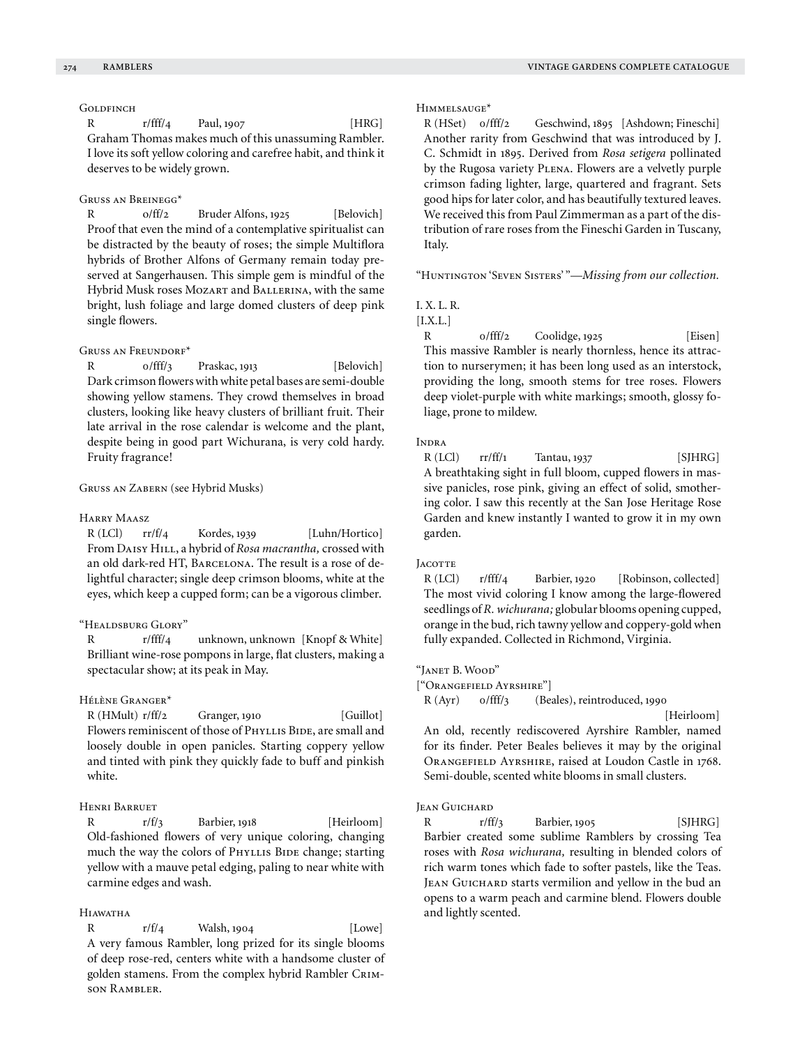### Goldfinch

R r/fff/4 Paul, 1907 [HRG]

Graham Thomas makes much of this unassuming Rambler. I love its soft yellow coloring and carefree habit, and think it deserves to be widely grown.

### Gruss an Breinegg*

R o/ff/2 Bruder Alfons, 1925 [Belovich]

Proof that even the mind of a contemplative spiritualist can be distracted by the beauty of roses; the simple Multiflora hybrids of Brother Alfons of Germany remain today preserved at Sangerhausen. This simple gem is mindful of the Hybrid Musk roses Mozart and Ballerina, with the same bright, lush foliage and large domed clusters of deep pink single flowers.

### Gruss an Freundorf*

R o/fff/3 Praskac, 1913 [Belovich]

Dark crimson flowers with white petal bases are semi-double showing yellow stamens. They crowd themselves in broad clusters, looking like heavy clusters of brilliant fruit. Their late arrival in the rose calendar is welcome and the plant, despite being in good part Wichurana, is very cold hardy. Fruity fragrance!

### Gruss an Zabern (see Hybrid Musks)

### Harry Maasz

R (LCl) rr/f/4 Kordes, 1939 [Luhn/Hortico]

From Daisy Hill, a hybrid of *Rosa macrantha,* crossed with an old dark-red HT, Barcelona. The result is a rose of delightful character; single deep crimson blooms, white at the eyes, which keep a cupped form; can be a vigorous climber.

### "Healdsburg Glory"

R r/fff/4 unknown, unknown [Knopf & White]

Brilliant wine-rose pompons in large, flat clusters, making a spectacular show; at its peak in May.

### Hélène Granger*

R (HMult) r/ff/2 Granger, 1910 [Guillot]

Flowers reminiscent of those of Phyllis Bide, are small and loosely double in open panicles. Starting coppery yellow and tinted with pink they quickly fade to buff and pinkish white.

### Henri Barruet

R r/f/3 Barbier, 1918 [Heirloom]

Old-fashioned flowers of very unique coloring, changing much the way the colors of Phyllis Bide change; starting yellow with a mauve petal edging, paling to near white with carmine edges and wash.

### Hiawatha

R r/f/4 Walsh, 1904 [Lowe]

A very famous Rambler, long prized for its single blooms of deep rose-red, centers white with a handsome cluster of golden stamens. From the complex hybrid Rambler Crimson Rambler.

### Himmelsauge*

R (HSet) o/fff/2 Geschwind, 1895 [Ashdown; Fineschi]

Another rarity from Geschwind that was introduced by J. C. Schmidt in 1895. Derived from *Rosa setigera* pollinated by the Rugosa variety Plena. Flowers are a velvetly purple crimson fading lighter, large, quartered and fragrant. Sets good hips for later color, and has beautifully textured leaves. We received this from Paul Zimmerman as a part of the distribution of rare roses from the Fineschi Garden in Tuscany, Italy.

### "Huntington 'Seven Sisters'"—*Missing from our collection.*

### I. X. L. R.

[I.X.L.]

R o/fff/2 Coolidge, 1925 [Eisen]

This massive Rambler is nearly thornless, hence its attraction to nurserymen; it has been long used as an interstock, providing the long, smooth stems for tree roses. Flowers deep violet-purple with white markings; smooth, glossy foliage, prone to mildew.

### Indra

R (LCl) rr/ff/1 Tantau, 1937 [SJHRG]

A breathtaking sight in full bloom, cupped flowers in massive panicles, rose pink, giving an effect of solid, smothering color. I saw this recently at the San Jose Heritage Rose Garden and knew instantly I wanted to grow it in my own garden.

### Jacotte

R (LCl) r/fff/4 Barbier, 1920 [Robinson, collected]

The most vivid coloring I know among the large-flowered seedlings of *R. wichurana;* globular blooms opening cupped, orange in the bud, rich tawny yellow and coppery-gold when fully expanded. Collected in Richmond, Virginia.

### "Janet B. Wood"

["Orangefield Ayrshire"]

R (Ayr) o/fff/3 (Beales), reintroduced, 1990 [Heirloom]

An old, recently rediscovered Ayrshire Rambler, named for its finder. Peter Beales believes it may by the original Orangefield Ayrshire, raised at Loudon Castle in 1768. Semi-double, scented white blooms in small clusters.

### Jean Guichard

R r/ff/3 Barbier, 1905 [SJHRG]

Barbier created some sublime Ramblers by crossing Tea roses with *Rosa wichurana,* resulting in blended colors of rich warm tones which fade to softer pastels, like the Teas. Jean Guichard starts vermilion and yellow in the bud an opens to a warm peach and carmine blend. Flowers double and lightly scented.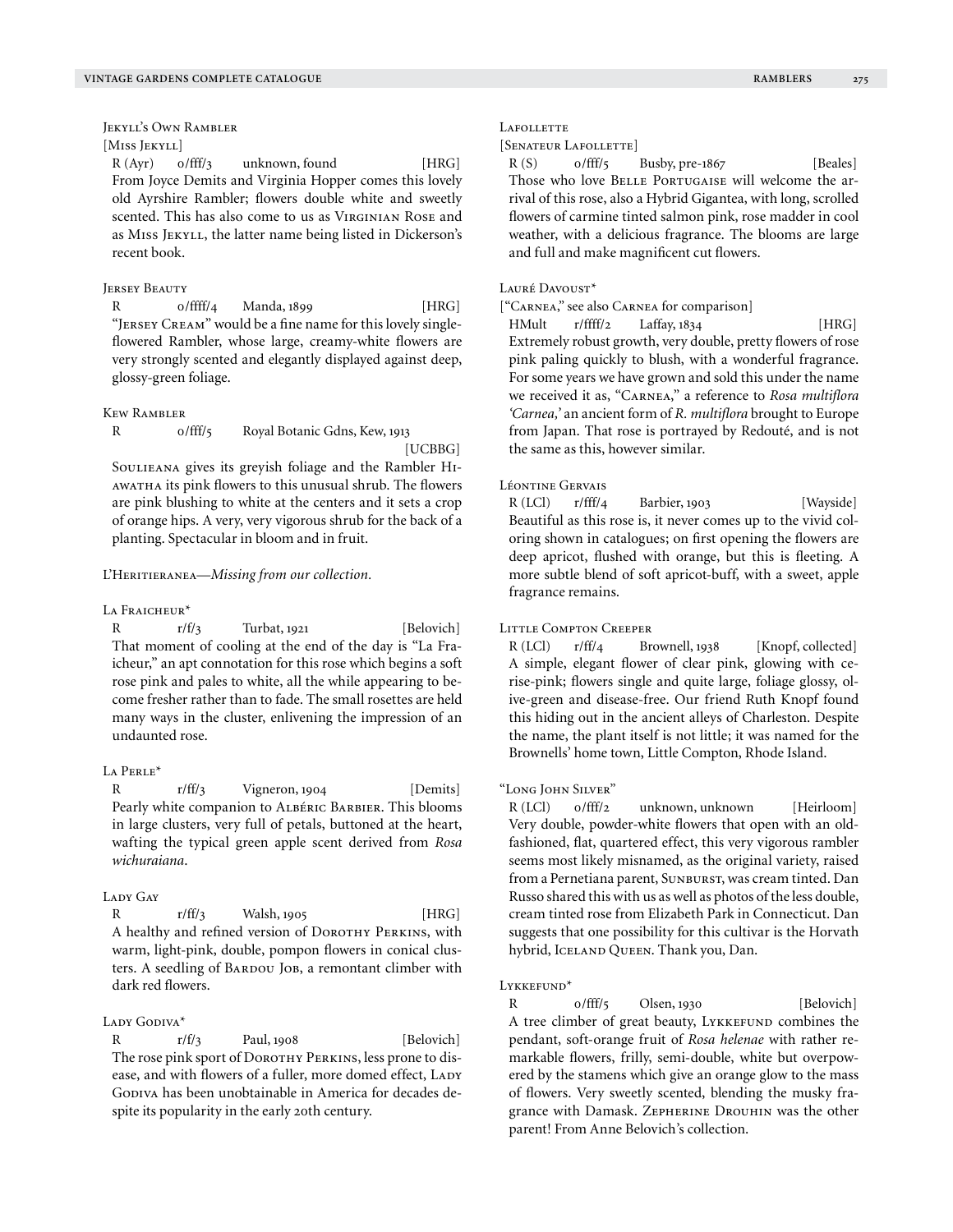### Jekyll's Own Rambler

[Miss Jekyll]

R (Ayr)  o/fff/3  unknown, found  [HRG]

From Joyce Demits and Virginia Hopper comes this lovely old Ayrshire Rambler; flowers double white and sweetly scented. This has also come to us as Virginian Rose and as Miss Jekyll, the latter name being listed in Dickerson's recent book.

### Jersey Beauty

R  o/ffff/4  Manda, 1899  [HRG]

"Jersey Cream" would be a fine name for this lovely single-flowered Rambler, whose large, creamy-white flowers are very strongly scented and elegantly displayed against deep, glossy-green foliage.

### Kew Rambler

R  o/fff/5  Royal Botanic Gdns, Kew, 1913  [UCBBG]

Soulieana gives its greyish foliage and the Rambler Hiawatha its pink flowers to this unusual shrub. The flowers are pink blushing to white at the centers and it sets a crop of orange hips. A very, very vigorous shrub for the back of a planting. Spectacular in bloom and in fruit.

### L'Heritieranea—*Missing from our collection.*

### La Fraicheur*

R  r/f/3  Turbat, 1921  [Belovich]

That moment of cooling at the end of the day is "La Fraicheur," an apt connotation for this rose which begins a soft rose pink and pales to white, all the while appearing to become fresher rather than to fade. The small rosettes are held many ways in the cluster, enlivening the impression of an undaunted rose.

### La Perle*

R  r/ff/3  Vigneron, 1904  [Demits]

Pearly white companion to Albéric Barbier. This blooms in large clusters, very full of petals, buttoned at the heart, wafting the typical green apple scent derived from *Rosa wichuraiana*.

### Lady Gay

R  r/ff/3  Walsh, 1905  [HRG]

A healthy and refined version of Dorothy Perkins, with warm, light-pink, double, pompon flowers in conical clusters. A seedling of Bardou Job, a remontant climber with dark red flowers.

### Lady Godiva*

R  r/f/3  Paul, 1908  [Belovich]

The rose pink sport of Dorothy Perkins, less prone to disease, and with flowers of a fuller, more domed effect, Lady Godiva has been unobtainable in America for decades despite its popularity in the early 20th century.

### Lafollette

[Senateur Lafollette]

R (S)  o/fff/5  Busby, pre-1867  [Beales]

Those who love Belle Portugaise will welcome the arrival of this rose, also a Hybrid Gigantea, with long, scrolled flowers of carmine tinted salmon pink, rose madder in cool weather, with a delicious fragrance. The blooms are large and full and make magnificent cut flowers.

### Lauré Davoust*

["Carnea," see also Carnea for comparison]

HMult  r/ffff/2  Laffay, 1834  [HRG]

Extremely robust growth, very double, pretty flowers of rose pink paling quickly to blush, with a wonderful fragrance. For some years we have grown and sold this under the name we received it as, "Carnea," a reference to *Rosa multiflora 'Carnea,'* an ancient form of *R. multiflora* brought to Europe from Japan. That rose is portrayed by Redouté, and is not the same as this, however similar.

### Léontine Gervais

R (LCl)  r/fff/4  Barbier, 1903  [Wayside]

Beautiful as this rose is, it never comes up to the vivid coloring shown in catalogues; on first opening the flowers are deep apricot, flushed with orange, but this is fleeting. A more subtle blend of soft apricot-buff, with a sweet, apple fragrance remains.

### Little Compton Creeper

R (LCl)  r/ff/4  Brownell, 1938  [Knopf, collected]

A simple, elegant flower of clear pink, glowing with cerise-pink; flowers single and quite large, foliage glossy, olive-green and disease-free. Our friend Ruth Knopf found this hiding out in the ancient alleys of Charleston. Despite the name, the plant itself is not little; it was named for the Brownells' home town, Little Compton, Rhode Island.

### "Long John Silver"

R (LCl)  o/fff/2  unknown, unknown  [Heirloom]

Very double, powder-white flowers that open with an old-fashioned, flat, quartered effect, this very vigorous rambler seems most likely misnamed, as the original variety, raised from a Pernetiana parent, Sunburst, was cream tinted. Dan Russo shared this with us as well as photos of the less double, cream tinted rose from Elizabeth Park in Connecticut. Dan suggests that one possibility for this cultivar is the Horvath hybrid, Iceland Queen. Thank you, Dan.

### Lykkefund*

R  o/fff/5  Olsen, 1930  [Belovich]

A tree climber of great beauty, Lykkefund combines the pendant, soft-orange fruit of *Rosa helenae* with rather remarkable flowers, frilly, semi-double, white but overpowered by the stamens which give an orange glow to the mass of flowers. Very sweetly scented, blending the musky fragrance with Damask. Zepherine Drouhin was the other parent! From Anne Belovich's collection.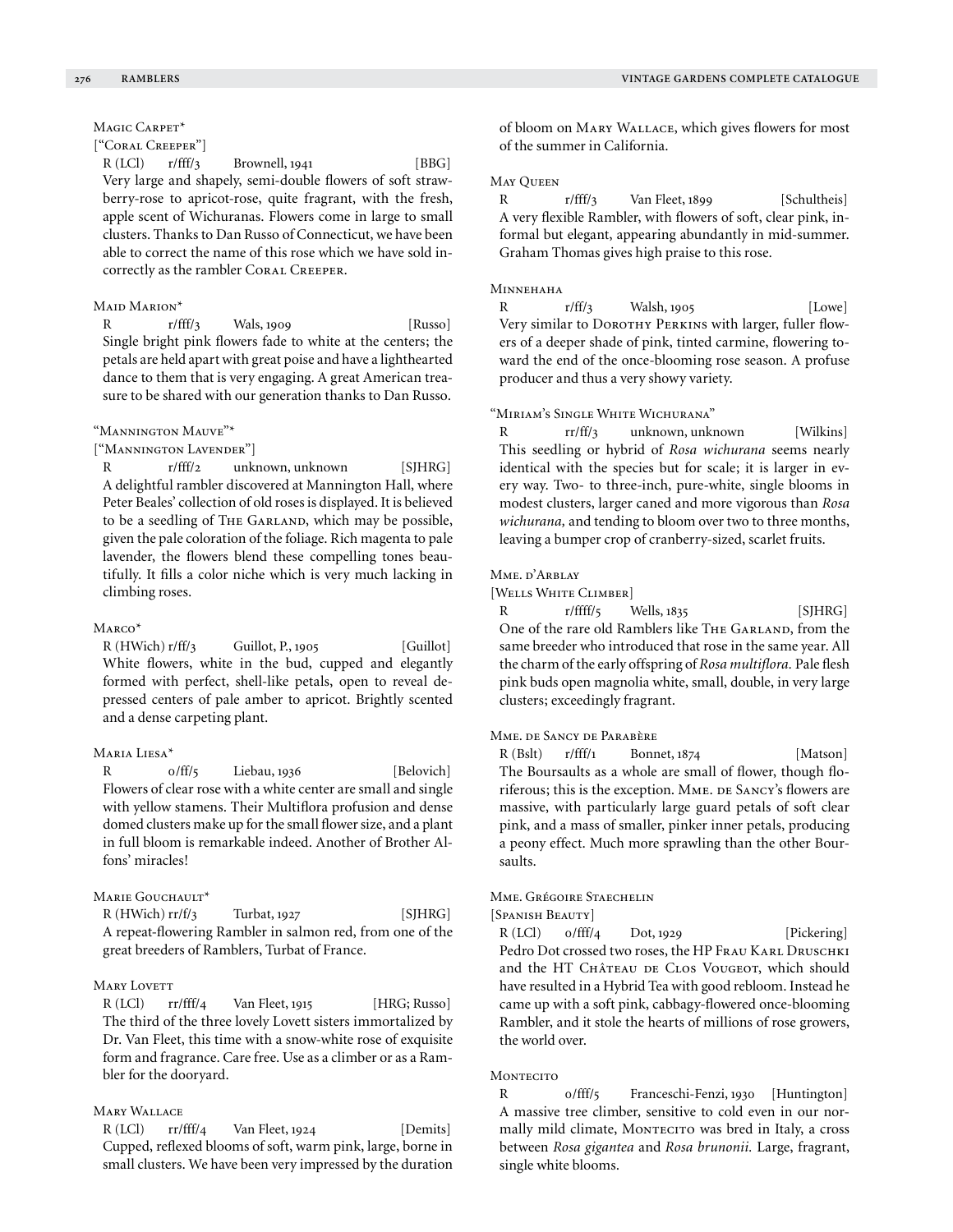### Magic Carpet*

["Coral Creeper"]

R (LCl) r/fff/3 Brownell, 1941 [BBG]

Very large and shapely, semi-double flowers of soft strawberry-rose to apricot-rose, quite fragrant, with the fresh, apple scent of Wichuranas. Flowers come in large to small clusters. Thanks to Dan Russo of Connecticut, we have been able to correct the name of this rose which we have sold incorrectly as the rambler Coral Creeper.

### Maid Marion*

R r/fff/3 Wals, 1909 [Russo]

Single bright pink flowers fade to white at the centers; the petals are held apart with great poise and have a lighthearted dance to them that is very engaging. A great American treasure to be shared with our generation thanks to Dan Russo.

### "Mannington Mauve"*

["Mannington Lavender"]

R r/fff/2 unknown, unknown [SJHRG]

A delightful rambler discovered at Mannington Hall, where Peter Beales' collection of old roses is displayed. It is believed to be a seedling of The Garland, which may be possible, given the pale coloration of the foliage. Rich magenta to pale lavender, the flowers blend these compelling tones beautifully. It fills a color niche which is very much lacking in climbing roses.

### Marco*

R (HWich) r/ff/3 Guillot, P., 1905 [Guillot]

White flowers, white in the bud, cupped and elegantly formed with perfect, shell-like petals, open to reveal depressed centers of pale amber to apricot. Brightly scented and a dense carpeting plant.

### Maria Liesa*

R o/ff/5 Liebau, 1936 [Belovich]

Flowers of clear rose with a white center are small and single with yellow stamens. Their Multiflora profusion and dense domed clusters make up for the small flower size, and a plant in full bloom is remarkable indeed. Another of Brother Alfons' miracles!

### Marie Gouchault*

R (HWich) rr/f/3 Turbat, 1927 [SJHRG]

A repeat-flowering Rambler in salmon red, from one of the great breeders of Ramblers, Turbat of France.

### Mary Lovett

R (LCl) rr/fff/4 Van Fleet, 1915 [HRG; Russo]

The third of the three lovely Lovett sisters immortalized by Dr. Van Fleet, this time with a snow-white rose of exquisite form and fragrance. Care free. Use as a climber or as a Rambler for the dooryard.

### Mary Wallace

R (LCl) rr/fff/4 Van Fleet, 1924 [Demits]

Cupped, reflexed blooms of soft, warm pink, large, borne in small clusters. We have been very impressed by the duration of bloom on Mary Wallace, which gives flowers for most of the summer in California.

### May Queen

R r/fff/3 Van Fleet, 1899 [Schultheis]

A very flexible Rambler, with flowers of soft, clear pink, informal but elegant, appearing abundantly in mid-summer. Graham Thomas gives high praise to this rose.

### Minnehaha

R r/ff/3 Walsh, 1905 [Lowe]

Very similar to Dorothy Perkins with larger, fuller flowers of a deeper shade of pink, tinted carmine, flowering toward the end of the once-blooming rose season. A profuse producer and thus a very showy variety.

### "Miriam's Single White Wichurana"

R rr/ff/3 unknown, unknown [Wilkins]

This seedling or hybrid of *Rosa wichurana* seems nearly identical with the species but for scale; it is larger in every way. Two- to three-inch, pure-white, single blooms in modest clusters, larger caned and more vigorous than *Rosa wichurana,* and tending to bloom over two to three months, leaving a bumper crop of cranberry-sized, scarlet fruits.

### Mme. d'Arblay

[Wells White Climber]

R r/ffff/5 Wells, 1835 [SJHRG]

One of the rare old Ramblers like The Garland, from the same breeder who introduced that rose in the same year. All the charm of the early offspring of *Rosa multiflora.* Pale flesh pink buds open magnolia white, small, double, in very large clusters; exceedingly fragrant.

### Mme. de Sancy de Parabère

R (Bslt) r/fff/1 Bonnet, 1874 [Matson]

The Boursaults as a whole are small of flower, though floriferous; this is the exception. Mme. de Sancy's flowers are massive, with particularly large guard petals of soft clear pink, and a mass of smaller, pinker inner petals, producing a peony effect. Much more sprawling than the other Boursaults.

### Mme. Grégoire Staechelin

[Spanish Beauty]

R (LCl) o/fff/4 Dot, 1929 [Pickering]

Pedro Dot crossed two roses, the HP Frau Karl Druschki and the HT Château de Clos Vougeot, which should have resulted in a Hybrid Tea with good rebloom. Instead he came up with a soft pink, cabbagy-flowered once-blooming Rambler, and it stole the hearts of millions of rose growers, the world over.

### Montecito

R o/fff/5 Franceschi-Fenzi, 1930 [Huntington]

A massive tree climber, sensitive to cold even in our normally mild climate, Montecito was bred in Italy, a cross between *Rosa gigantea* and *Rosa brunonii.* Large, fragrant, single white blooms.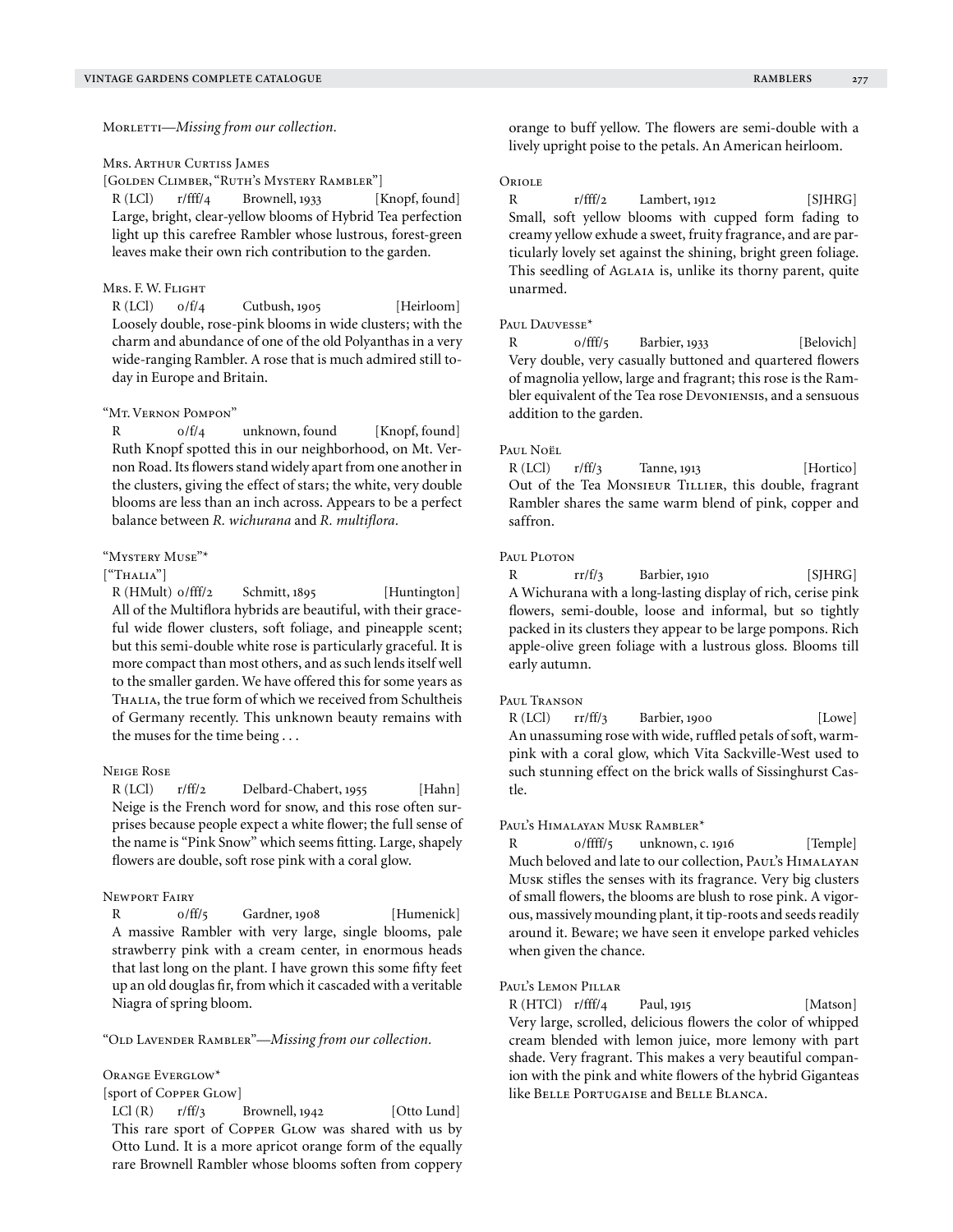**Morletti**—*Missing from our collection.*

**Mrs. Arthur Curtiss James**
[Golden Climber, "Ruth's Mystery Rambler"]
R (LCl) r/fff/4 Brownell, 1933 [Knopf, found]
Large, bright, clear-yellow blooms of Hybrid Tea perfection light up this carefree Rambler whose lustrous, forest-green leaves make their own rich contribution to the garden.

**Mrs. F. W. Flight**
R (LCl) o/f/4 Cutbush, 1905 [Heirloom]
Loosely double, rose-pink blooms in wide clusters; with the charm and abundance of one of the old Polyanthas in a very wide-ranging Rambler. A rose that is much admired still today in Europe and Britain.

**"Mt. Vernon Pompon"**
R o/f/4 unknown, found [Knopf, found]
Ruth Knopf spotted this in our neighborhood, on Mt. Vernon Road. Its flowers stand widely apart from one another in the clusters, giving the effect of stars; the white, very double blooms are less than an inch across. Appears to be a perfect balance between *R. wichurana* and *R. multiflora.*

**"Mystery Muse"***
["Thalia"]
R (HMult) o/fff/2 Schmitt, 1895 [Huntington]
All of the Multiflora hybrids are beautiful, with their graceful wide flower clusters, soft foliage, and pineapple scent; but this semi-double white rose is particularly graceful. It is more compact than most others, and as such lends itself well to the smaller garden. We have offered this for some years as Thalia, the true form of which we received from Schultheis of Germany recently. This unknown beauty remains with the muses for the time being . . .

**Neige Rose**
R (LCl) r/ff/2 Delbard-Chabert, 1955 [Hahn]
Neige is the French word for snow, and this rose often surprises because people expect a white flower; the full sense of the name is "Pink Snow" which seems fitting. Large, shapely flowers are double, soft rose pink with a coral glow.

**Newport Fairy**
R o/ff/5 Gardner, 1908 [Humenick]
A massive Rambler with very large, single blooms, pale strawberry pink with a cream center, in enormous heads that last long on the plant. I have grown this some fifty feet up an old douglas fir, from which it cascaded with a veritable Niagra of spring bloom.

**"Old Lavender Rambler"**—*Missing from our collection.*

**Orange Everglow***
[sport of Copper Glow]
LCl (R) r/ff/3 Brownell, 1942 [Otto Lund]
This rare sport of Copper Glow was shared with us by Otto Lund. It is a more apricot orange form of the equally rare Brownell Rambler whose blooms soften from coppery orange to buff yellow. The flowers are semi-double with a lively upright poise to the petals. An American heirloom.

**Oriole**
R r/fff/2 Lambert, 1912 [SJHRG]
Small, soft yellow blooms with cupped form fading to creamy yellow exhude a sweet, fruity fragrance, and are particularly lovely set against the shining, bright green foliage. This seedling of Aglaia is, unlike its thorny parent, quite unarmed.

**Paul Dauvesse***
R o/fff/5 Barbier, 1933 [Belovich]
Very double, very casually buttoned and quartered flowers of magnolia yellow, large and fragrant; this rose is the Rambler equivalent of the Tea rose Devoniensis, and a sensuous addition to the garden.

**Paul Noël**
R (LCl) r/ff/3 Tanne, 1913 [Hortico]
Out of the Tea Monsieur Tillier, this double, fragrant Rambler shares the same warm blend of pink, copper and saffron.

**Paul Ploton**
R rr/f/3 Barbier, 1910 [SJHRG]
A Wichurana with a long-lasting display of rich, cerise pink flowers, semi-double, loose and informal, but so tightly packed in its clusters they appear to be large pompons. Rich apple-olive green foliage with a lustrous gloss. Blooms till early autumn.

**Paul Transon**
R (LCl) rr/ff/3 Barbier, 1900 [Lowe]
An unassuming rose with wide, ruffled petals of soft, warm-pink with a coral glow, which Vita Sackville-West used to such stunning effect on the brick walls of Sissinghurst Castle.

**Paul's Himalayan Musk Rambler***
R o/ffff/5 unknown, c. 1916 [Temple]
Much beloved and late to our collection, Paul's Himalayan Musk stifles the senses with its fragrance. Very big clusters of small flowers, the blooms are blush to rose pink. A vigorous, massively mounding plant, it tip-roots and seeds readily around it. Beware; we have seen it envelope parked vehicles when given the chance.

**Paul's Lemon Pillar**
R (HTCl) r/fff/4 Paul, 1915 [Matson]
Very large, scrolled, delicious flowers the color of whipped cream blended with lemon juice, more lemony with part shade. Very fragrant. This makes a very beautiful companion with the pink and white flowers of the hybrid Giganteas like Belle Portugaise and Belle Blanca.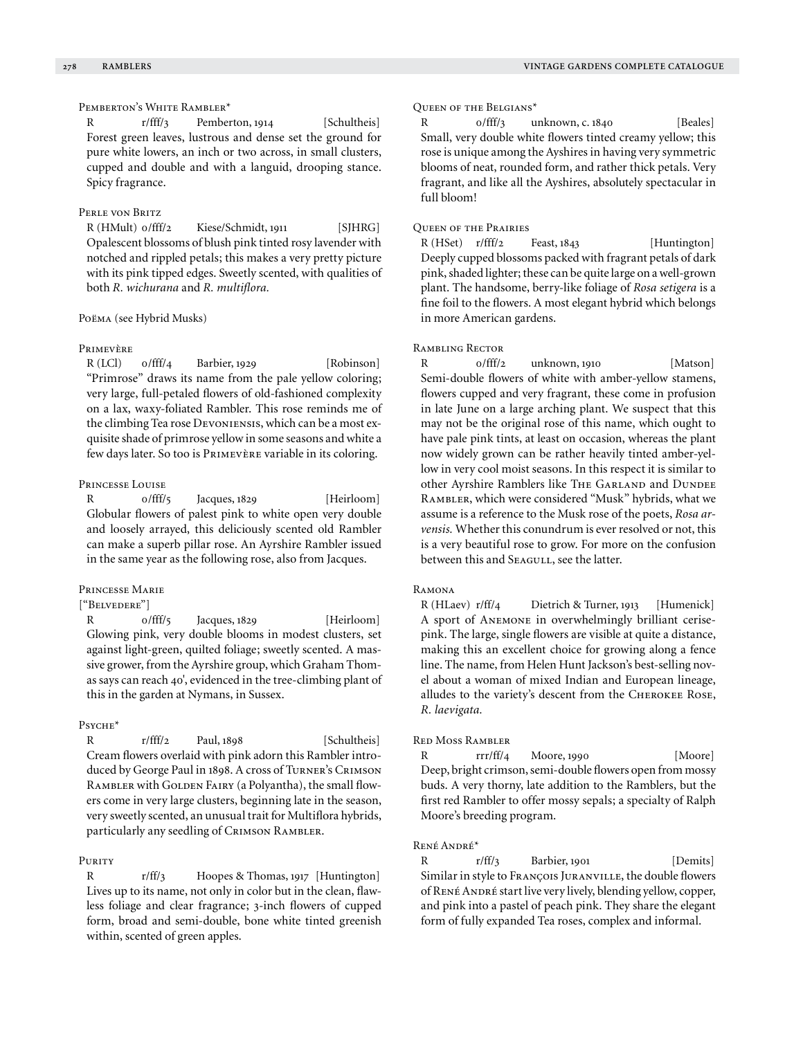### Pemberton's White Rambler*

R r/fff/3 Pemberton, 1914 [Schultheis]
Forest green leaves, lustrous and dense set the ground for pure white lowers, an inch or two across, in small clusters, cupped and double and with a languid, drooping stance. Spicy fragrance.

### Perle von Britz

R (HMult) o/fff/2 Kiese/Schmidt, 1911 [SJHRG]
Opalescent blossoms of blush pink tinted rosy lavender with notched and rippled petals; this makes a very pretty picture with its pink tipped edges. Sweetly scented, with qualities of both *R. wichurana* and *R. multiflora.*

### Poëma (see Hybrid Musks)

### Primevère

R (LCl) o/fff/4 Barbier, 1929 [Robinson]
"Primrose" draws its name from the pale yellow coloring; very large, full-petaled flowers of old-fashioned complexity on a lax, waxy-foliated Rambler. This rose reminds me of the climbing Tea rose Devoniensis, which can be a most exquisite shade of primrose yellow in some seasons and white a few days later. So too is Primevère variable in its coloring.

### Princesse Louise

R o/fff/5 Jacques, 1829 [Heirloom]
Globular flowers of palest pink to white open very double and loosely arrayed, this deliciously scented old Rambler can make a superb pillar rose. An Ayrshire Rambler issued in the same year as the following rose, also from Jacques.

### Princesse Marie
["Belvedere"]

R o/fff/5 Jacques, 1829 [Heirloom]
Glowing pink, very double blooms in modest clusters, set against light-green, quilted foliage; sweetly scented. A massive grower, from the Ayrshire group, which Graham Thomas says can reach 40', evidenced in the tree-climbing plant of this in the garden at Nymans, in Sussex.

### Psyche*

R r/fff/2 Paul, 1898 [Schultheis]
Cream flowers overlaid with pink adorn this Rambler introduced by George Paul in 1898. A cross of Turner's Crimson Rambler with Golden Fairy (a Polyantha), the small flowers come in very large clusters, beginning late in the season, very sweetly scented, an unusual trait for Multiflora hybrids, particularly any seedling of Crimson Rambler.

### Purity

R r/ff/3 Hoopes & Thomas, 1917 [Huntington]
Lives up to its name, not only in color but in the clean, flawless foliage and clear fragrance; 3-inch flowers of cupped form, broad and semi-double, bone white tinted greenish within, scented of green apples.

### Queen of the Belgians*

R o/fff/3 unknown, c. 1840 [Beales]
Small, very double white flowers tinted creamy yellow; this rose is unique among the Ayshires in having very symmetric blooms of neat, rounded form, and rather thick petals. Very fragrant, and like all the Ayshires, absolutely spectacular in full bloom!

### Queen of the Prairies

R (HSet) r/fff/2 Feast, 1843 [Huntington]
Deeply cupped blossoms packed with fragrant petals of dark pink, shaded lighter; these can be quite large on a well-grown plant. The handsome, berry-like foliage of *Rosa setigera* is a fine foil to the flowers. A most elegant hybrid which belongs in more American gardens.

### Rambling Rector

R o/fff/2 unknown, 1910 [Matson]
Semi-double flowers of white with amber-yellow stamens, flowers cupped and very fragrant, these come in profusion in late June on a large arching plant. We suspect that this may not be the original rose of this name, which ought to have pale pink tints, at least on occasion, whereas the plant now widely grown can be rather heavily tinted amber-yellow in very cool moist seasons. In this respect it is similar to other Ayrshire Ramblers like The Garland and Dundee Rambler, which were considered "Musk" hybrids, what we assume is a reference to the Musk rose of the poets, *Rosa arvensis.* Whether this conundrum is ever resolved or not, this is a very beautiful rose to grow. For more on the confusion between this and Seagull, see the latter.

### Ramona

R (HLaev) r/ff/4 Dietrich & Turner, 1913 [Humenick]
A sport of Anemone in overwhelmingly brilliant cerise-pink. The large, single flowers are visible at quite a distance, making this an excellent choice for growing along a fence line. The name, from Helen Hunt Jackson's best-selling novel about a woman of mixed Indian and European lineage, alludes to the variety's descent from the Cherokee Rose, *R. laevigata.*

### Red Moss Rambler

R rrr/ff/4 Moore, 1990 [Moore]
Deep, bright crimson, semi-double flowers open from mossy buds. A very thorny, late addition to the Ramblers, but the first red Rambler to offer mossy sepals; a specialty of Ralph Moore's breeding program.

### René André*

R r/ff/3 Barbier, 1901 [Demits]
Similar in style to François Juranville, the double flowers of René André start live very lively, blending yellow, copper, and pink into a pastel of peach pink. They share the elegant form of fully expanded Tea roses, complex and informal.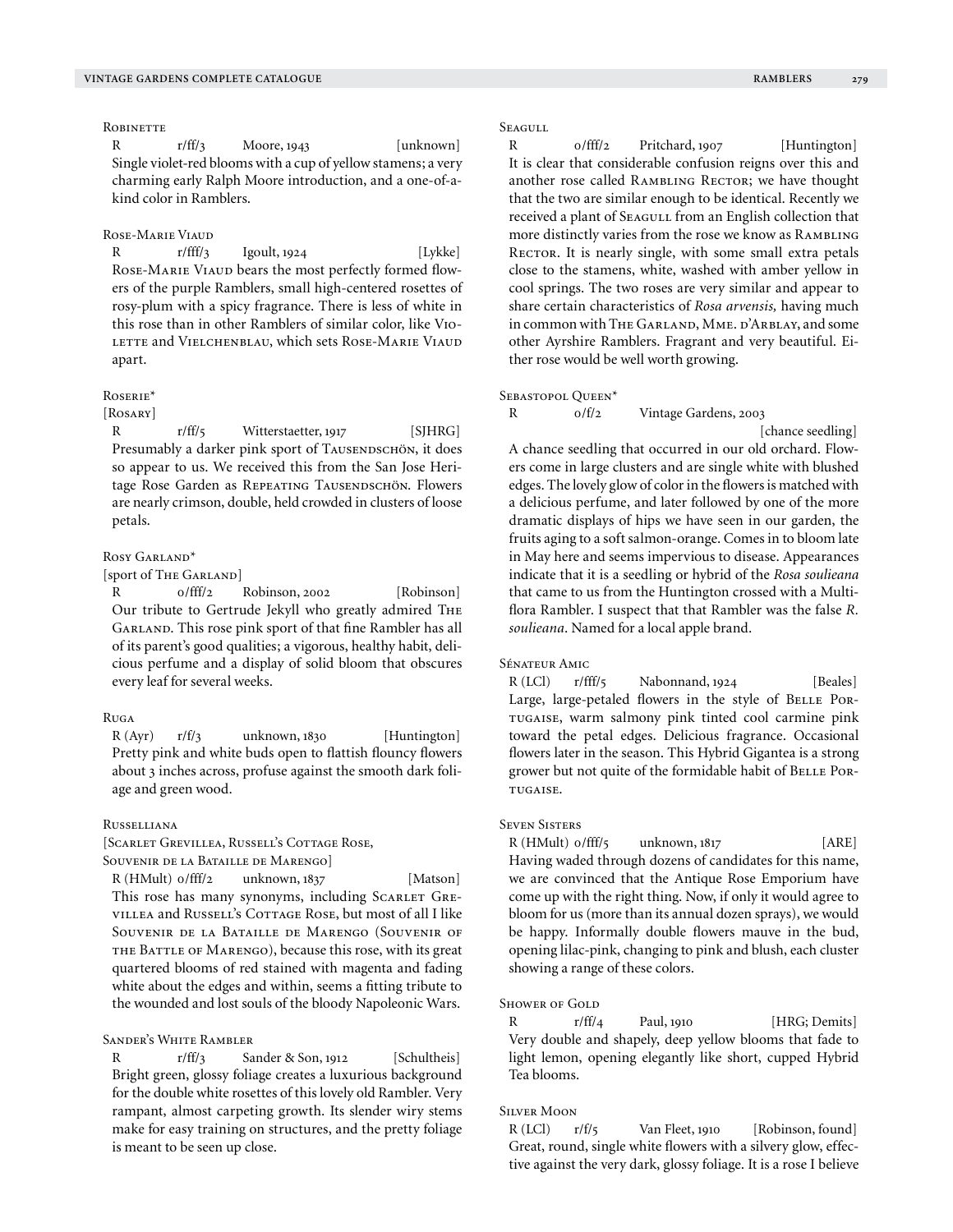### Robinette

R r/ff/3 Moore, 1943 [unknown]

Single violet-red blooms with a cup of yellow stamens; a very charming early Ralph Moore introduction, and a one-of-a-kind color in Ramblers.

### Rose-Marie Viaud

R r/fff/3 Igoult, 1924 [Lykke]

Rose-Marie Viaud bears the most perfectly formed flowers of the purple Ramblers, small high-centered rosettes of rosy-plum with a spicy fragrance. There is less of white in this rose than in other Ramblers of similar color, like Violette and Vielchenblau, which sets Rose-Marie Viaud apart.

### Roserie*

[Rosary]

R r/ff/5 Witterstaetter, 1917 [SJHRG]

Presumably a darker pink sport of Tausendschön, it does so appear to us. We received this from the San Jose Heritage Rose Garden as Repeating Tausendschön. Flowers are nearly crimson, double, held crowded in clusters of loose petals.

### Rosy Garland*

[sport of The Garland]

R o/fff/2 Robinson, 2002 [Robinson]

Our tribute to Gertrude Jekyll who greatly admired The Garland. This rose pink sport of that fine Rambler has all of its parent's good qualities; a vigorous, healthy habit, delicious perfume and a display of solid bloom that obscures every leaf for several weeks.

### Ruga

R (Ayr) r/f/3 unknown, 1830 [Huntington]

Pretty pink and white buds open to flattish flouncy flowers about 3 inches across, profuse against the smooth dark foliage and green wood.

### Russelliana

[Scarlet Grevillea, Russell's Cottage Rose, Souvenir de la Bataille de Marengo]

R (HMult) o/fff/2 unknown, 1837 [Matson]

This rose has many synonyms, including Scarlet Grevillea and Russell's Cottage Rose, but most of all I like Souvenir de la Bataille de Marengo (Souvenir of the Battle of Marengo), because this rose, with its great quartered blooms of red stained with magenta and fading white about the edges and within, seems a fitting tribute to the wounded and lost souls of the bloody Napoleonic Wars.

### Sander's White Rambler

R r/ff/3 Sander & Son, 1912 [Schultheis]

Bright green, glossy foliage creates a luxurious background for the double white rosettes of this lovely old Rambler. Very rampant, almost carpeting growth. Its slender wiry stems make for easy training on structures, and the pretty foliage is meant to be seen up close.

### Seagull

R o/fff/2 Pritchard, 1907 [Huntington]

It is clear that considerable confusion reigns over this and another rose called Rambling Rector; we have thought that the two are similar enough to be identical. Recently we received a plant of Seagull from an English collection that more distinctly varies from the rose we know as Rambling Rector. It is nearly single, with some small extra petals close to the stamens, white, washed with amber yellow in cool springs. The two roses are very similar and appear to share certain characteristics of *Rosa arvensis,* having much in common with The Garland, Mme. d'Arblay, and some other Ayrshire Ramblers. Fragrant and very beautiful. Either rose would be well worth growing.

### Sebastopol Queen*

R o/f/2 Vintage Gardens, 2003 [chance seedling]

A chance seedling that occurred in our old orchard. Flowers come in large clusters and are single white with blushed edges. The lovely glow of color in the flowers is matched with a delicious perfume, and later followed by one of the more dramatic displays of hips we have seen in our garden, the fruits aging to a soft salmon-orange. Comes in to bloom late in May here and seems impervious to disease. Appearances indicate that it is a seedling or hybrid of the *Rosa soulieana* that came to us from the Huntington crossed with a Multiflora Rambler. I suspect that that Rambler was the false *R. soulieana*. Named for a local apple brand.

### Sénateur Amic

R (LCl) r/fff/5 Nabonnand, 1924 [Beales]

Large, large-petaled flowers in the style of Belle Portugaise, warm salmony pink tinted cool carmine pink toward the petal edges. Delicious fragrance. Occasional flowers later in the season. This Hybrid Gigantea is a strong grower but not quite of the formidable habit of Belle Portugaise.

### Seven Sisters

R (HMult) o/fff/5 unknown, 1817 [ARE]

Having waded through dozens of candidates for this name, we are convinced that the Antique Rose Emporium have come up with the right thing. Now, if only it would agree to bloom for us (more than its annual dozen sprays), we would be happy. Informally double flowers mauve in the bud, opening lilac-pink, changing to pink and blush, each cluster showing a range of these colors.

### Shower of Gold

R r/ff/4 Paul, 1910 [HRG; Demits]

Very double and shapely, deep yellow blooms that fade to light lemon, opening elegantly like short, cupped Hybrid Tea blooms.

### Silver Moon

R (LCl) r/f/5 Van Fleet, 1910 [Robinson, found]

Great, round, single white flowers with a silvery glow, effective against the very dark, glossy foliage. It is a rose I believe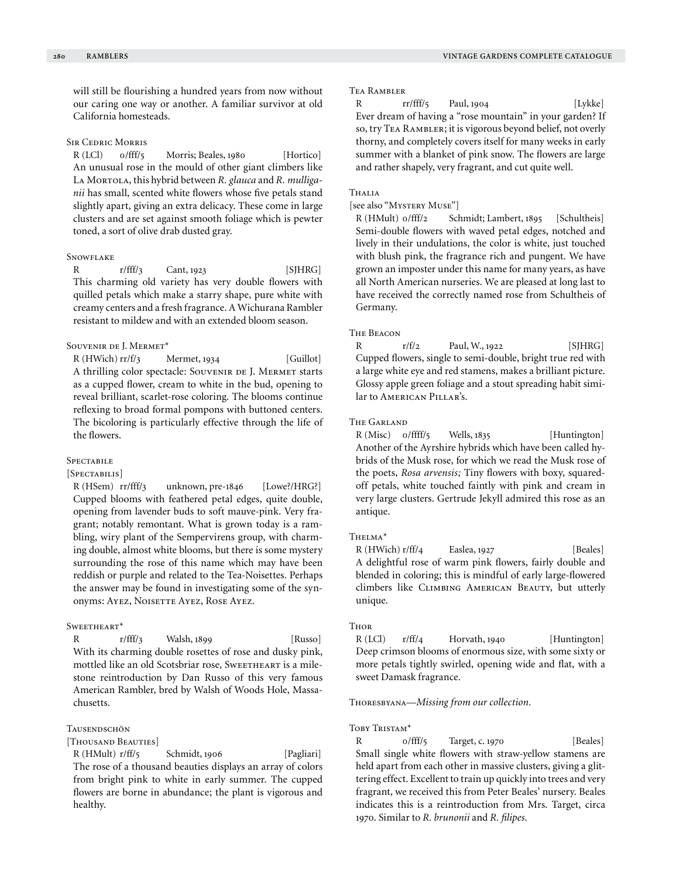will still be flourishing a hundred years from now without our caring one way or another. A familiar survivor at old California homesteads.

### Sir Cedric Morris

R (LCl) o/fff/5 Morris; Beales, 1980 [Hortico]

An unusual rose in the mould of other giant climbers like La Mortola, this hybrid between *R. glauca* and *R. mulliganii* has small, scented white flowers whose five petals stand slightly apart, giving an extra delicacy. These come in large clusters and are set against smooth foliage which is pewter toned, a sort of olive drab dusted gray.

### Snowflake

R r/fff/3 Cant, 1923 [SJHRG]

This charming old variety has very double flowers with quilled petals which make a starry shape, pure white with creamy centers and a fresh fragrance. A Wichurana Rambler resistant to mildew and with an extended bloom season.

### Souvenir de J. Mermet*

R (HWich) rr/f/3 Mermet, 1934 [Guillot]

A thrilling color spectacle: Souvenir de J. Mermet starts as a cupped flower, cream to white in the bud, opening to reveal brilliant, scarlet-rose coloring. The blooms continue reflexing to broad formal pompons with buttoned centers. The bicoloring is particularly effective through the life of the flowers.

### Spectabile

[Spectabilis]

R (HSem) rr/fff/3 unknown, pre-1846 [Lowe?/HRG?]

Cupped blooms with feathered petal edges, quite double, opening from lavender buds to soft mauve-pink. Very fragrant; notably remontant. What is grown today is a rambling, wiry plant of the Sempervirens group, with charming double, almost white blooms, but there is some mystery surrounding the rose of this name which may have been reddish or purple and related to the Tea-Noisettes. Perhaps the answer may be found in investigating some of the synonyms: Ayez, Noisette Ayez, Rose Ayez.

### Sweetheart*

R r/fff/3 Walsh, 1899 [Russo]

With its charming double rosettes of rose and dusky pink, mottled like an old Scotsbriar rose, Sweetheart is a milestone reintroduction by Dan Russo of this very famous American Rambler, bred by Walsh of Woods Hole, Massachusetts.

### Tausendschön

[Thousand Beauties]

R (HMult) r/ff/5 Schmidt, 1906 [Pagliari]

The rose of a thousand beauties displays an array of colors from bright pink to white in early summer. The cupped flowers are borne in abundance; the plant is vigorous and healthy.

### Tea Rambler

R rr/fff/5 Paul, 1904 [Lykke]

Ever dream of having a "rose mountain" in your garden? If so, try Tea Rambler; it is vigorous beyond belief, not overly thorny, and completely covers itself for many weeks in early summer with a blanket of pink snow. The flowers are large and rather shapely, very fragrant, and cut quite well.

### Thalia

[see also "Mystery Muse"]

R (HMult) o/fff/2 Schmidt; Lambert, 1895 [Schultheis]

Semi-double flowers with waved petal edges, notched and lively in their undulations, the color is white, just touched with blush pink, the fragrance rich and pungent. We have grown an imposter under this name for many years, as have all North American nurseries. We are pleased at long last to have received the correctly named rose from Schultheis of Germany.

### The Beacon

R r/f/2 Paul, W., 1922 [SJHRG]

Cupped flowers, single to semi-double, bright true red with a large white eye and red stamens, makes a brilliant picture. Glossy apple green foliage and a stout spreading habit similar to American Pillar's.

### The Garland

R (Misc) o/ffff/5 Wells, 1835 [Huntington]

Another of the Ayrshire hybrids which have been called hybrids of the Musk rose, for which we read the Musk rose of the poets, *Rosa arvensis;* Tiny flowers with boxy, squared-off petals, white touched faintly with pink and cream in very large clusters. Gertrude Jekyll admired this rose as an antique.

### Thelma*

R (HWich) r/ff/4 Easlea, 1927 [Beales]

A delightful rose of warm pink flowers, fairly double and blended in coloring; this is mindful of early large-flowered climbers like Climbing American Beauty, but utterly unique.

### Thor

R (LCl) r/ff/4 Horvath, 1940 [Huntington]

Deep crimson blooms of enormous size, with some sixty or more petals tightly swirled, opening wide and flat, with a sweet Damask fragrance.

Thoresbyana—*Missing from our collection.*

### Toby Tristam*

R o/fff/5 Target, c. 1970 [Beales]

Small single white flowers with straw-yellow stamens are held apart from each other in massive clusters, giving a glittering effect. Excellent to train up quickly into trees and very fragrant, we received this from Peter Beales' nursery. Beales indicates this is a reintroduction from Mrs. Target, circa 1970. Similar to *R. brunonii* and *R. filipes*.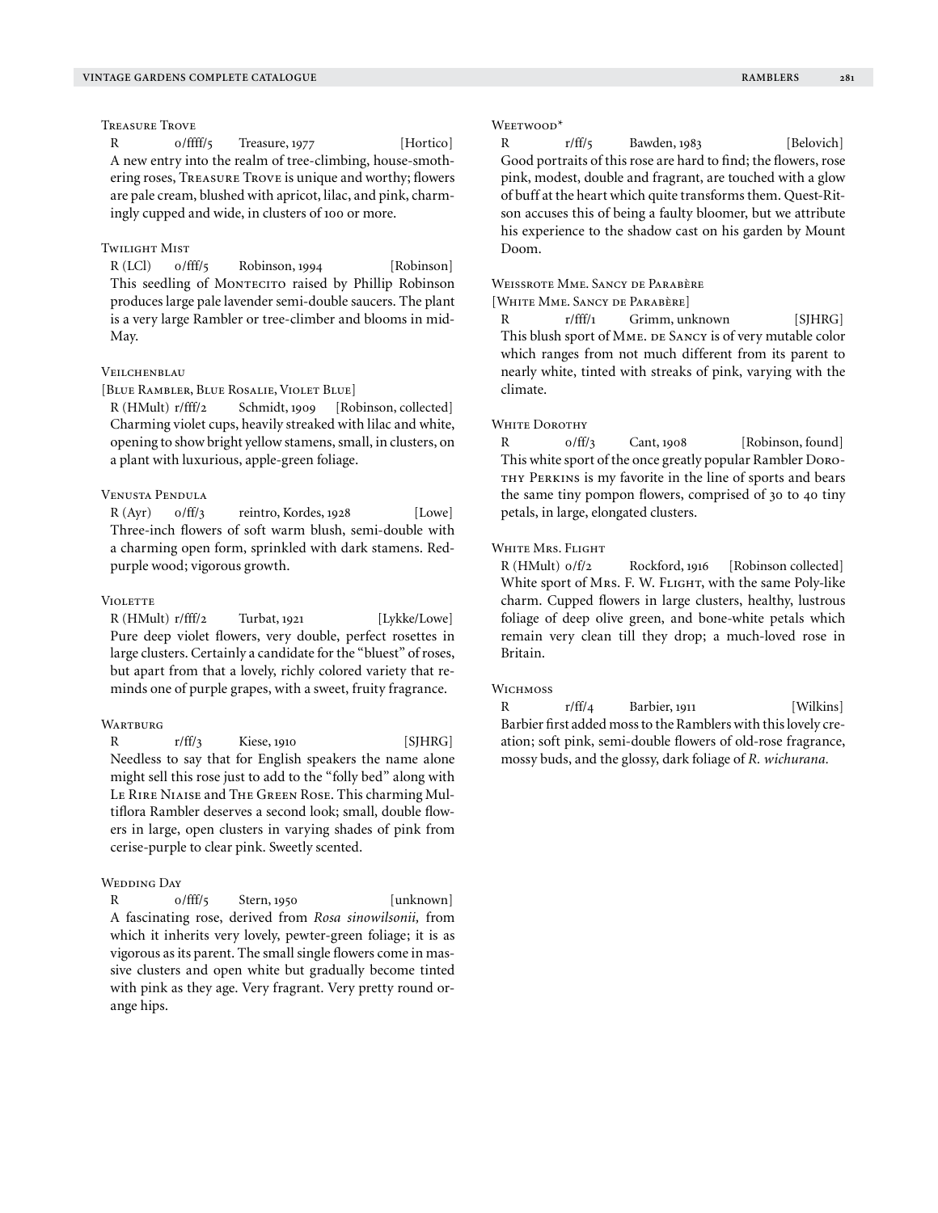### Treasure Trove

R o/ffff/5 Treasure, 1977 [Hortico]

A new entry into the realm of tree-climbing, house-smothering roses, Treasure Trove is unique and worthy; flowers are pale cream, blushed with apricot, lilac, and pink, charmingly cupped and wide, in clusters of 100 or more.

### Twilight Mist

R (LCl) o/fff/5 Robinson, 1994 [Robinson]

This seedling of Montecito raised by Phillip Robinson produces large pale lavender semi-double saucers. The plant is a very large Rambler or tree-climber and blooms in mid-May.

### Veilchenblau

[Blue Rambler, Blue Rosalie, Violet Blue]

R (HMult) r/fff/2 Schmidt, 1909 [Robinson, collected]

Charming violet cups, heavily streaked with lilac and white, opening to show bright yellow stamens, small, in clusters, on a plant with luxurious, apple-green foliage.

### Venusta Pendula

R (Ayr) o/ff/3 reintro, Kordes, 1928 [Lowe]

Three-inch flowers of soft warm blush, semi-double with a charming open form, sprinkled with dark stamens. Red-purple wood; vigorous growth.

### Violette

R (HMult) r/fff/2 Turbat, 1921 [Lykke/Lowe]

Pure deep violet flowers, very double, perfect rosettes in large clusters. Certainly a candidate for the "bluest" of roses, but apart from that a lovely, richly colored variety that reminds one of purple grapes, with a sweet, fruity fragrance.

### Wartburg

R r/ff/3 Kiese, 1910 [SJHRG]

Needless to say that for English speakers the name alone might sell this rose just to add to the "folly bed" along with Le Rire Niaise and The Green Rose. This charming Multiflora Rambler deserves a second look; small, double flowers in large, open clusters in varying shades of pink from cerise-purple to clear pink. Sweetly scented.

### Wedding Day

R o/fff/5 Stern, 1950 [unknown]

A fascinating rose, derived from *Rosa sinowilsonii,* from which it inherits very lovely, pewter-green foliage; it is as vigorous as its parent. The small single flowers come in massive clusters and open white but gradually become tinted with pink as they age. Very fragrant. Very pretty round orange hips.

### Weetwood*

R r/ff/5 Bawden, 1983 [Belovich]

Good portraits of this rose are hard to find; the flowers, rose pink, modest, double and fragrant, are touched with a glow of buff at the heart which quite transforms them. Quest-Ritson accuses this of being a faulty bloomer, but we attribute his experience to the shadow cast on his garden by Mount Doom.

### Weissrote Mme. Sancy de Parabère

[White Mme. Sancy de Parabère]

R r/fff/1 Grimm, unknown [SJHRG]

This blush sport of Mme. de Sancy is of very mutable color which ranges from not much different from its parent to nearly white, tinted with streaks of pink, varying with the climate.

### White Dorothy

R o/ff/3 Cant, 1908 [Robinson, found]

This white sport of the once greatly popular Rambler Dorothy Perkins is my favorite in the line of sports and bears the same tiny pompon flowers, comprised of 30 to 40 tiny petals, in large, elongated clusters.

### White Mrs. Flight

R (HMult) o/f/2 Rockford, 1916 [Robinson collected]

White sport of Mrs. F. W. Flight, with the same Poly-like charm. Cupped flowers in large clusters, healthy, lustrous foliage of deep olive green, and bone-white petals which remain very clean till they drop; a much-loved rose in Britain.

### Wichmoss

R r/ff/4 Barbier, 1911 [Wilkins]

Barbier first added moss to the Ramblers with this lovely creation; soft pink, semi-double flowers of old-rose fragrance, mossy buds, and the glossy, dark foliage of *R. wichurana.*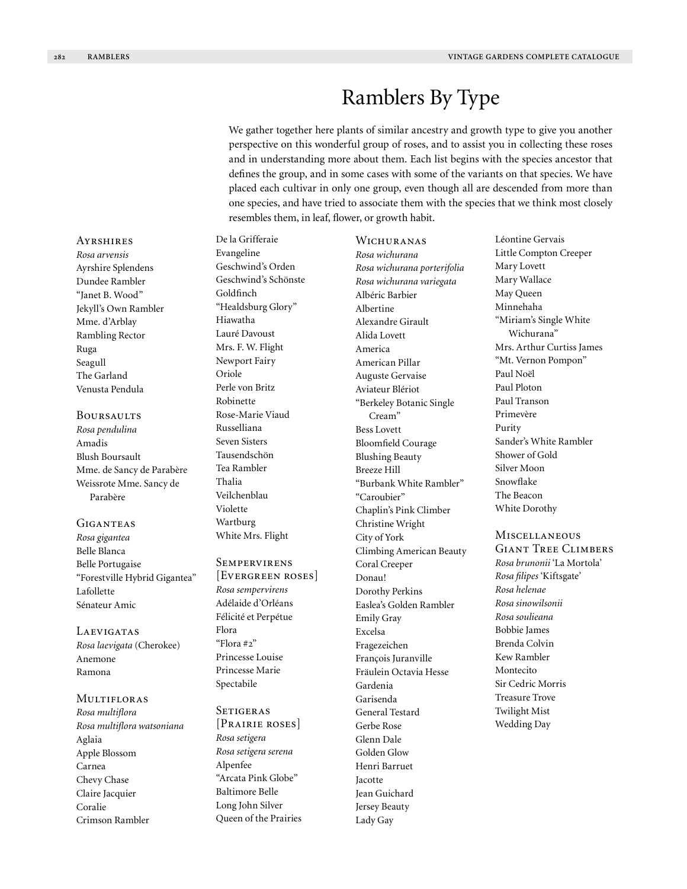# Ramblers By Type

We gather together here plants of similar ancestry and growth type to give you another perspective on this wonderful group of roses, and to assist you in collecting these roses and in understanding more about them. Each list begins with the species ancestor that defines the group, and in some cases with some of the variants on that species. We have placed each cultivar in only one group, even though all are descended from more than one species, and have tried to associate them with the species that we think most closely resembles them, in leaf, flower, or growth habit.

### Ayrshires

*Rosa arvensis*
Ayrshire Splendens
Dundee Rambler
"Janet B. Wood"
Jekyll's Own Rambler
Mme. d'Arblay
Rambling Rector
Ruga
Seagull
The Garland
Venusta Pendula

### Boursaults

*Rosa pendulina*
Amadis
Blush Boursault
Mme. de Sancy de Parabère
Weissrote Mme. Sancy de Parabère

### Giganteas

*Rosa gigantea*
Belle Blanca
Belle Portugaise
"Forestville Hybrid Gigantea"
Lafollette
Sénateur Amic

### Laevigatas

*Rosa laevigata* (Cherokee)
Anemone
Ramona

### Multifloras

*Rosa multiflora*
*Rosa multiflora watsoniana*
Aglaia
Apple Blossom
Carnea
Chevy Chase
Claire Jacquier
Coralie
Crimson Rambler
De la Grifferaie
Evangeline
Geschwind's Orden
Geschwind's Schönste
Goldfinch
"Healdsburg Glory"
Hiawatha
Lauré Davoust
Mrs. F. W. Flight
Newport Fairy
Oriole
Perle von Britz
Robinette
Rose-Marie Viaud
Russelliana
Seven Sisters
Tausendschön
Tea Rambler
Thalia
Veilchenblau
Violette
Wartburg
White Mrs. Flight

### Sempervirens [Evergreen roses]

*Rosa sempervirens*
Adélaide d'Orléans
Félicité et Perpétue
Flora
"Flora #2"
Princesse Louise
Princesse Marie
Spectabile

### Setigeras [Prairie roses]

*Rosa setigera*
*Rosa setigera serena*
Alpenfee
"Arcata Pink Globe"
Baltimore Belle
Long John Silver
Queen of the Prairies

### Wichuranas

*Rosa wichurana*
*Rosa wichurana porterifolia*
*Rosa wichurana variegata*
Albéric Barbier
Albertine
Alexandre Girault
Alida Lovett
America
American Pillar
Auguste Gervaise
Aviateur Blériot
"Berkeley Botanic Single Cream"
Bess Lovett
Bloomfield Courage
Blushing Beauty
Breeze Hill
"Burbank White Rambler"
"Caroubier"
Chaplin's Pink Climber
Christine Wright
City of York
Climbing American Beauty
Coral Creeper
Donau!
Dorothy Perkins
Easlea's Golden Rambler
Emily Gray
Excelsa
Fragezeichen
François Juranville
Fräulein Octavia Hesse
Gardenia
Garisenda
General Testard
Gerbe Rose
Glenn Dale
Golden Glow
Henri Barruet
Jacotte
Jean Guichard
Jersey Beauty
Lady Gay
Léontine Gervais
Little Compton Creeper
Mary Lovett
Mary Wallace
May Queen
Minnehaha
"Miriam's Single White Wichurana"
Mrs. Arthur Curtiss James
"Mt. Vernon Pompon"
Paul Noël
Paul Ploton
Paul Transon
Primevère
Purity
Sander's White Rambler
Shower of Gold
Silver Moon
Snowflake
The Beacon
White Dorothy

### Miscellaneous Giant Tree Climbers

*Rosa brunonii* 'La Mortola'
*Rosa filipes* 'Kiftsgate'
*Rosa helenae*
*Rosa sinowilsonii*
*Rosa soulieana*
Bobbie James
Brenda Colvin
Kew Rambler
Montecito
Sir Cedric Morris
Treasure Trove
Twilight Mist
Wedding Day